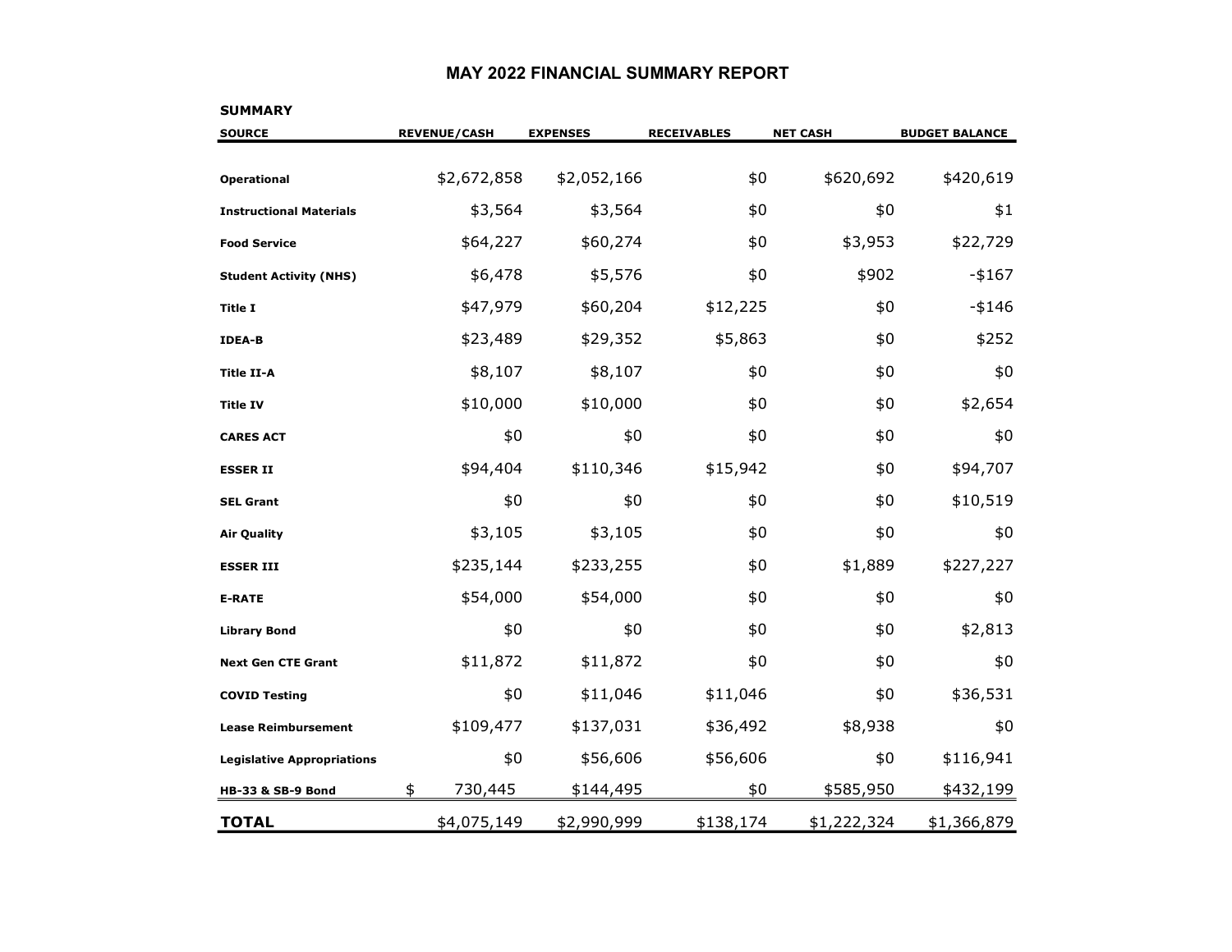# MAY 2022 FINANCIAL SUMMARY REPORT

**SUMMARY**

| SOURCE | REVENUE/CASH | EXPENSES | RECEIVABLES | NET CASH | BUDGET BALANCE |
|---|---|---|---|---|---|
| **Operational** | $2,672,858 | $2,052,166 | $0 | $620,692 | $420,619 |
| **Instructional Materials** | $3,564 | $3,564 | $0 | $0 | $1 |
| **Food Service** | $64,227 | $60,274 | $0 | $3,953 | $22,729 |
| **Student Activity (NHS)** | $6,478 | $5,576 | $0 | $902 | -$167 |
| **Title I** | $47,979 | $60,204 | $12,225 | $0 | -$146 |
| **IDEA-B** | $23,489 | $29,352 | $5,863 | $0 | $252 |
| **Title II-A** | $8,107 | $8,107 | $0 | $0 | $0 |
| **Title IV** | $10,000 | $10,000 | $0 | $0 | $2,654 |
| **CARES ACT** | $0 | $0 | $0 | $0 | $0 |
| **ESSER II** | $94,404 | $110,346 | $15,942 | $0 | $94,707 |
| **SEL Grant** | $0 | $0 | $0 | $0 | $10,519 |
| **Air Quality** | $3,105 | $3,105 | $0 | $0 | $0 |
| **ESSER III** | $235,144 | $233,255 | $0 | $1,889 | $227,227 |
| **E-RATE** | $54,000 | $54,000 | $0 | $0 | $0 |
| **Library Bond** | $0 | $0 | $0 | $0 | $2,813 |
| **Next Gen CTE Grant** | $11,872 | $11,872 | $0 | $0 | $0 |
| **COVID Testing** | $0 | $11,046 | $11,046 | $0 | $36,531 |
| **Lease Reimbursement** | $109,477 | $137,031 | $36,492 | $8,938 | $0 |
| **Legislative Appropriations** | $0 | $56,606 | $56,606 | $0 | $116,941 |
| **HB-33 & SB-9 Bond** | $ 730,445 | $144,495 | $0 | $585,950 | $432,199 |
| **TOTAL** | $4,075,149 | $2,990,999 | $138,174 | $1,222,324 | $1,366,879 |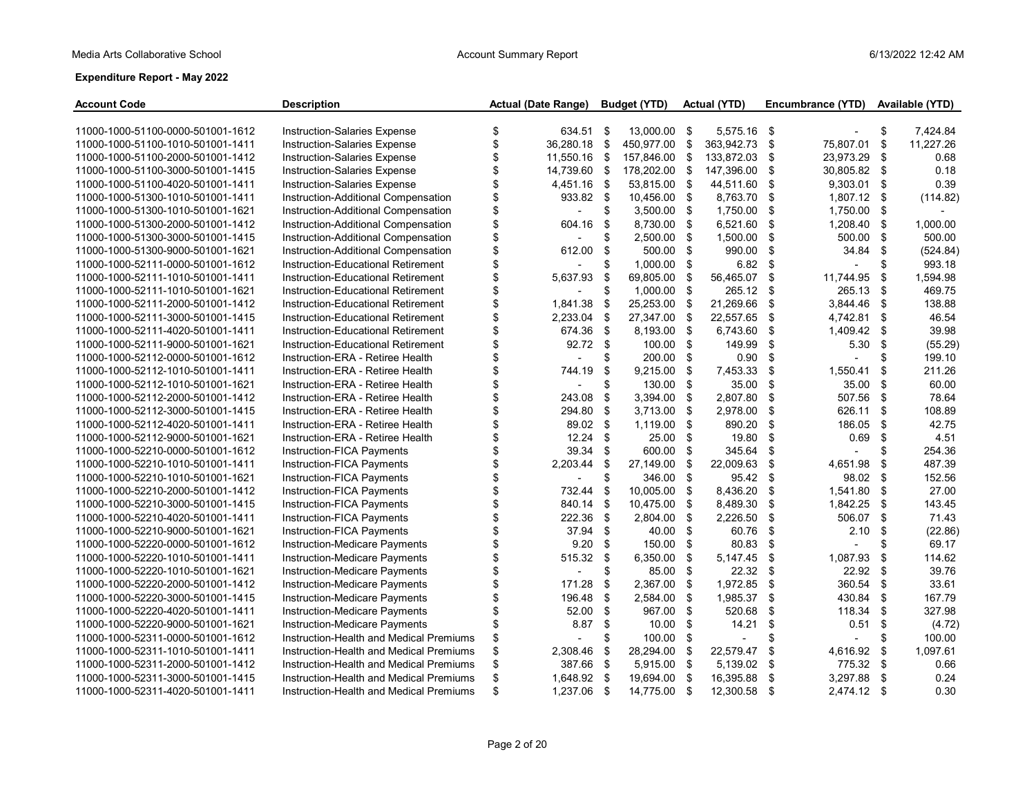**Expenditure Report - May 2022**

| Account Code | Description | Actual (Date Range) | Budget (YTD) | Actual (YTD) | Encumbrance (YTD) | Available (YTD) |
|---|---|---|---|---|---|---|
| 11000-1000-51100-0000-501001-1612 | Instruction-Salaries Expense | $ 634.51 | $ 13,000.00 | $ 5,575.16 | $ - | $ 7,424.84 |
| 11000-1000-51100-1010-501001-1411 | Instruction-Salaries Expense | $ 36,280.18 | $ 450,977.00 | $ 363,942.73 | $ 75,807.01 | $ 11,227.26 |
| 11000-1000-51100-2000-501001-1412 | Instruction-Salaries Expense | $ 11,550.16 | $ 157,846.00 | $ 133,872.03 | $ 23,973.29 | $ 0.68 |
| 11000-1000-51100-3000-501001-1415 | Instruction-Salaries Expense | $ 14,739.60 | $ 178,202.00 | $ 147,396.00 | $ 30,805.82 | $ 0.18 |
| 11000-1000-51100-4020-501001-1411 | Instruction-Salaries Expense | $ 4,451.16 | $ 53,815.00 | $ 44,511.60 | $ 9,303.01 | $ 0.39 |
| 11000-1000-51300-1010-501001-1411 | Instruction-Additional Compensation | $ 933.82 | $ 10,456.00 | $ 8,763.70 | $ 1,807.12 | $ (114.82) |
| 11000-1000-51300-1010-501001-1621 | Instruction-Additional Compensation | $ - | $ 3,500.00 | $ 1,750.00 | $ 1,750.00 | $ - |
| 11000-1000-51300-2000-501001-1412 | Instruction-Additional Compensation | $ 604.16 | $ 8,730.00 | $ 6,521.60 | $ 1,208.40 | $ 1,000.00 |
| 11000-1000-51300-3000-501001-1415 | Instruction-Additional Compensation | $ - | $ 2,500.00 | $ 1,500.00 | $ 500.00 | $ 500.00 |
| 11000-1000-51300-9000-501001-1621 | Instruction-Additional Compensation | $ 612.00 | $ 500.00 | $ 990.00 | $ 34.84 | $ (524.84) |
| 11000-1000-52111-0000-501001-1612 | Instruction-Educational Retirement | $ - | $ 1,000.00 | $ 6.82 | $ - | $ 993.18 |
| 11000-1000-52111-1010-501001-1411 | Instruction-Educational Retirement | $ 5,637.93 | $ 69,805.00 | $ 56,465.07 | $ 11,744.95 | $ 1,594.98 |
| 11000-1000-52111-1010-501001-1621 | Instruction-Educational Retirement | $ - | $ 1,000.00 | $ 265.12 | $ 265.13 | $ 469.75 |
| 11000-1000-52111-2000-501001-1412 | Instruction-Educational Retirement | $ 1,841.38 | $ 25,253.00 | $ 21,269.66 | $ 3,844.46 | $ 138.88 |
| 11000-1000-52111-3000-501001-1415 | Instruction-Educational Retirement | $ 2,233.04 | $ 27,347.00 | $ 22,557.65 | $ 4,742.81 | $ 46.54 |
| 11000-1000-52111-4020-501001-1411 | Instruction-Educational Retirement | $ 674.36 | $ 8,193.00 | $ 6,743.60 | $ 1,409.42 | $ 39.98 |
| 11000-1000-52111-9000-501001-1621 | Instruction-Educational Retirement | $ 92.72 | $ 100.00 | $ 149.99 | $ 5.30 | $ (55.29) |
| 11000-1000-52112-0000-501001-1612 | Instruction-ERA - Retiree Health | $ - | $ 200.00 | $ 0.90 | $ - | $ 199.10 |
| 11000-1000-52112-1010-501001-1411 | Instruction-ERA - Retiree Health | $ 744.19 | $ 9,215.00 | $ 7,453.33 | $ 1,550.41 | $ 211.26 |
| 11000-1000-52112-1010-501001-1621 | Instruction-ERA - Retiree Health | $ - | $ 130.00 | $ 35.00 | $ 35.00 | $ 60.00 |
| 11000-1000-52112-2000-501001-1412 | Instruction-ERA - Retiree Health | $ 243.08 | $ 3,394.00 | $ 2,807.80 | $ 507.56 | $ 78.64 |
| 11000-1000-52112-3000-501001-1415 | Instruction-ERA - Retiree Health | $ 294.80 | $ 3,713.00 | $ 2,978.00 | $ 626.11 | $ 108.89 |
| 11000-1000-52112-4020-501001-1411 | Instruction-ERA - Retiree Health | $ 89.02 | $ 1,119.00 | $ 890.20 | $ 186.05 | $ 42.75 |
| 11000-1000-52112-9000-501001-1621 | Instruction-ERA - Retiree Health | $ 12.24 | $ 25.00 | $ 19.80 | $ 0.69 | $ 4.51 |
| 11000-1000-52210-0000-501001-1612 | Instruction-FICA Payments | $ 39.34 | $ 600.00 | $ 345.64 | $ - | $ 254.36 |
| 11000-1000-52210-1010-501001-1411 | Instruction-FICA Payments | $ 2,203.44 | $ 27,149.00 | $ 22,009.63 | $ 4,651.98 | $ 487.39 |
| 11000-1000-52210-1010-501001-1621 | Instruction-FICA Payments | $ - | $ 346.00 | $ 95.42 | $ 98.02 | $ 152.56 |
| 11000-1000-52210-2000-501001-1412 | Instruction-FICA Payments | $ 732.44 | $ 10,005.00 | $ 8,436.20 | $ 1,541.80 | $ 27.00 |
| 11000-1000-52210-3000-501001-1415 | Instruction-FICA Payments | $ 840.14 | $ 10,475.00 | $ 8,489.30 | $ 1,842.25 | $ 143.45 |
| 11000-1000-52210-4020-501001-1411 | Instruction-FICA Payments | $ 222.36 | $ 2,804.00 | $ 2,226.50 | $ 506.07 | $ 71.43 |
| 11000-1000-52210-9000-501001-1621 | Instruction-FICA Payments | $ 37.94 | $ 40.00 | $ 60.76 | $ 2.10 | $ (22.86) |
| 11000-1000-52220-0000-501001-1612 | Instruction-Medicare Payments | $ 9.20 | $ 150.00 | $ 80.83 | $ - | $ 69.17 |
| 11000-1000-52220-1010-501001-1411 | Instruction-Medicare Payments | $ 515.32 | $ 6,350.00 | $ 5,147.45 | $ 1,087.93 | $ 114.62 |
| 11000-1000-52220-1010-501001-1621 | Instruction-Medicare Payments | $ - | $ 85.00 | $ 22.32 | $ 22.92 | $ 39.76 |
| 11000-1000-52220-2000-501001-1412 | Instruction-Medicare Payments | $ 171.28 | $ 2,367.00 | $ 1,972.85 | $ 360.54 | $ 33.61 |
| 11000-1000-52220-3000-501001-1415 | Instruction-Medicare Payments | $ 196.48 | $ 2,584.00 | $ 1,985.37 | $ 430.84 | $ 167.79 |
| 11000-1000-52220-4020-501001-1411 | Instruction-Medicare Payments | $ 52.00 | $ 967.00 | $ 520.68 | $ 118.34 | $ 327.98 |
| 11000-1000-52220-9000-501001-1621 | Instruction-Medicare Payments | $ 8.87 | $ 10.00 | $ 14.21 | $ 0.51 | $ (4.72) |
| 11000-1000-52311-0000-501001-1612 | Instruction-Health and Medical Premiums | $ - | $ 100.00 | $ - | $ - | $ 100.00 |
| 11000-1000-52311-1010-501001-1411 | Instruction-Health and Medical Premiums | $ 2,308.46 | $ 28,294.00 | $ 22,579.47 | $ 4,616.92 | $ 1,097.61 |
| 11000-1000-52311-2000-501001-1412 | Instruction-Health and Medical Premiums | $ 387.66 | $ 5,915.00 | $ 5,139.02 | $ 775.32 | $ 0.66 |
| 11000-1000-52311-3000-501001-1415 | Instruction-Health and Medical Premiums | $ 1,648.92 | $ 19,694.00 | $ 16,395.88 | $ 3,297.88 | $ 0.24 |
| 11000-1000-52311-4020-501001-1411 | Instruction-Health and Medical Premiums | $ 1,237.06 | $ 14,775.00 | $ 12,300.58 | $ 2,474.12 | $ 0.30 |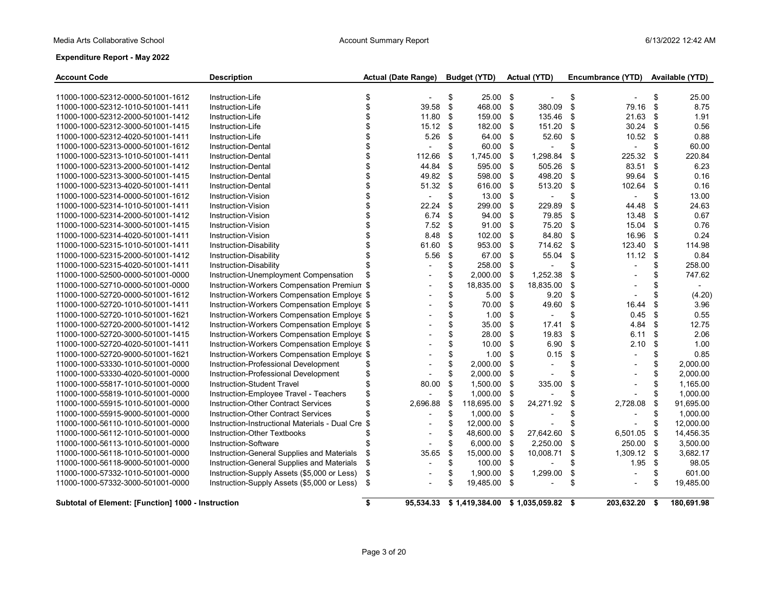Media Arts Collaborative School — Account Summary Report — 6/13/2022 12:42 AM

**Expenditure Report - May 2022**

| Account Code | Description | Actual (Date Range) | Budget (YTD) | Actual (YTD) | Encumbrance (YTD) | Available (YTD) |
|---|---|---|---|---|---|---|
| 11000-1000-52312-0000-501001-1612 | Instruction-Life | $ - | $ 25.00 | $ - | $ - | $ 25.00 |
| 11000-1000-52312-1010-501001-1411 | Instruction-Life | $ 39.58 | $ 468.00 | $ 380.09 | $ 79.16 | $ 8.75 |
| 11000-1000-52312-2000-501001-1412 | Instruction-Life | $ 11.80 | $ 159.00 | $ 135.46 | $ 21.63 | $ 1.91 |
| 11000-1000-52312-3000-501001-1415 | Instruction-Life | $ 15.12 | $ 182.00 | $ 151.20 | $ 30.24 | $ 0.56 |
| 11000-1000-52312-4020-501001-1411 | Instruction-Life | $ 5.26 | $ 64.00 | $ 52.60 | $ 10.52 | $ 0.88 |
| 11000-1000-52313-0000-501001-1612 | Instruction-Dental | $ - | $ 60.00 | $ - | $ - | $ 60.00 |
| 11000-1000-52313-1010-501001-1411 | Instruction-Dental | $ 112.66 | $ 1,745.00 | $ 1,298.84 | $ 225.32 | $ 220.84 |
| 11000-1000-52313-2000-501001-1412 | Instruction-Dental | $ 44.84 | $ 595.00 | $ 505.26 | $ 83.51 | $ 6.23 |
| 11000-1000-52313-3000-501001-1415 | Instruction-Dental | $ 49.82 | $ 598.00 | $ 498.20 | $ 99.64 | $ 0.16 |
| 11000-1000-52313-4020-501001-1411 | Instruction-Dental | $ 51.32 | $ 616.00 | $ 513.20 | $ 102.64 | $ 0.16 |
| 11000-1000-52314-0000-501001-1612 | Instruction-Vision | $ - | $ 13.00 | $ - | $ - | $ 13.00 |
| 11000-1000-52314-1010-501001-1411 | Instruction-Vision | $ 22.24 | $ 299.00 | $ 229.89 | $ 44.48 | $ 24.63 |
| 11000-1000-52314-2000-501001-1412 | Instruction-Vision | $ 6.74 | $ 94.00 | $ 79.85 | $ 13.48 | $ 0.67 |
| 11000-1000-52314-3000-501001-1415 | Instruction-Vision | $ 7.52 | $ 91.00 | $ 75.20 | $ 15.04 | $ 0.76 |
| 11000-1000-52314-4020-501001-1411 | Instruction-Vision | $ 8.48 | $ 102.00 | $ 84.80 | $ 16.96 | $ 0.24 |
| 11000-1000-52315-1010-501001-1411 | Instruction-Disability | $ 61.60 | $ 953.00 | $ 714.62 | $ 123.40 | $ 114.98 |
| 11000-1000-52315-2000-501001-1412 | Instruction-Disability | $ 5.56 | $ 67.00 | $ 55.04 | $ 11.12 | $ 0.84 |
| 11000-1000-52315-4020-501001-1411 | Instruction-Disability | $ - | $ 258.00 | $ - | $ - | $ 258.00 |
| 11000-1000-52500-0000-501001-0000 | Instruction-Unemployment Compensation | $ - | $ 2,000.00 | $ 1,252.38 | $ - | $ 747.62 |
| 11000-1000-52710-0000-501001-0000 | Instruction-Workers Compensation Premium | $ - | $ 18,835.00 | $ 18,835.00 | $ - | $ - |
| 11000-1000-52720-0000-501001-1612 | Instruction-Workers Compensation Employe | $ - | $ 5.00 | $ 9.20 | $ - | $ (4.20) |
| 11000-1000-52720-1010-501001-1411 | Instruction-Workers Compensation Employe | $ - | $ 70.00 | $ 49.60 | $ 16.44 | $ 3.96 |
| 11000-1000-52720-1010-501001-1621 | Instruction-Workers Compensation Employe | $ - | $ 1.00 | $ - | $ 0.45 | $ 0.55 |
| 11000-1000-52720-2000-501001-1412 | Instruction-Workers Compensation Employe | $ - | $ 35.00 | $ 17.41 | $ 4.84 | $ 12.75 |
| 11000-1000-52720-3000-501001-1415 | Instruction-Workers Compensation Employe | $ - | $ 28.00 | $ 19.83 | $ 6.11 | $ 2.06 |
| 11000-1000-52720-4020-501001-1411 | Instruction-Workers Compensation Employe | $ - | $ 10.00 | $ 6.90 | $ 2.10 | $ 1.00 |
| 11000-1000-52720-9000-501001-1621 | Instruction-Workers Compensation Employe | $ - | $ 1.00 | $ 0.15 | $ - | $ 0.85 |
| 11000-1000-53330-1010-501001-0000 | Instruction-Professional Development | $ - | $ 2,000.00 | $ - | $ - | $ 2,000.00 |
| 11000-1000-53330-4020-501001-0000 | Instruction-Professional Development | $ - | $ 2,000.00 | $ - | $ - | $ 2,000.00 |
| 11000-1000-55817-1010-501001-0000 | Instruction-Student Travel | $ 80.00 | $ 1,500.00 | $ 335.00 | $ - | $ 1,165.00 |
| 11000-1000-55819-1010-501001-0000 | Instruction-Employee Travel - Teachers | $ - | $ 1,000.00 | $ - | $ - | $ 1,000.00 |
| 11000-1000-55915-1010-501001-0000 | Instruction-Other Contract Services | $ 2,696.88 | $ 118,695.00 | $ 24,271.92 | $ 2,728.08 | $ 91,695.00 |
| 11000-1000-55915-9000-501001-0000 | Instruction-Other Contract Services | $ - | $ 1,000.00 | $ - | $ - | $ 1,000.00 |
| 11000-1000-56110-1010-501001-0000 | Instruction-Instructional Materials - Dual Cre | $ - | $ 12,000.00 | $ - | $ - | $ 12,000.00 |
| 11000-1000-56112-1010-501001-0000 | Instruction-Other Textbooks | $ - | $ 48,600.00 | $ 27,642.60 | $ 6,501.05 | $ 14,456.35 |
| 11000-1000-56113-1010-501001-0000 | Instruction-Software | $ - | $ 6,000.00 | $ 2,250.00 | $ 250.00 | $ 3,500.00 |
| 11000-1000-56118-1010-501001-0000 | Instruction-General Supplies and Materials | $ 35.65 | $ 15,000.00 | $ 10,008.71 | $ 1,309.12 | $ 3,682.17 |
| 11000-1000-56118-9000-501001-0000 | Instruction-General Supplies and Materials | $ - | $ 100.00 | $ - | $ 1.95 | $ 98.05 |
| 11000-1000-57332-1010-501001-0000 | Instruction-Supply Assets ($5,000 or Less) | $ - | $ 1,900.00 | $ 1,299.00 | $ - | $ 601.00 |
| 11000-1000-57332-3000-501001-0000 | Instruction-Supply Assets ($5,000 or Less) | $ - | $ 19,485.00 | $ - | $ - | $ 19,485.00 |
| **Subtotal of Element: [Function] 1000 - Instruction** | | **$ 95,534.33** | **$ 1,419,384.00** | **$ 1,035,059.82** | **$ 203,632.20** | **$ 180,691.98** |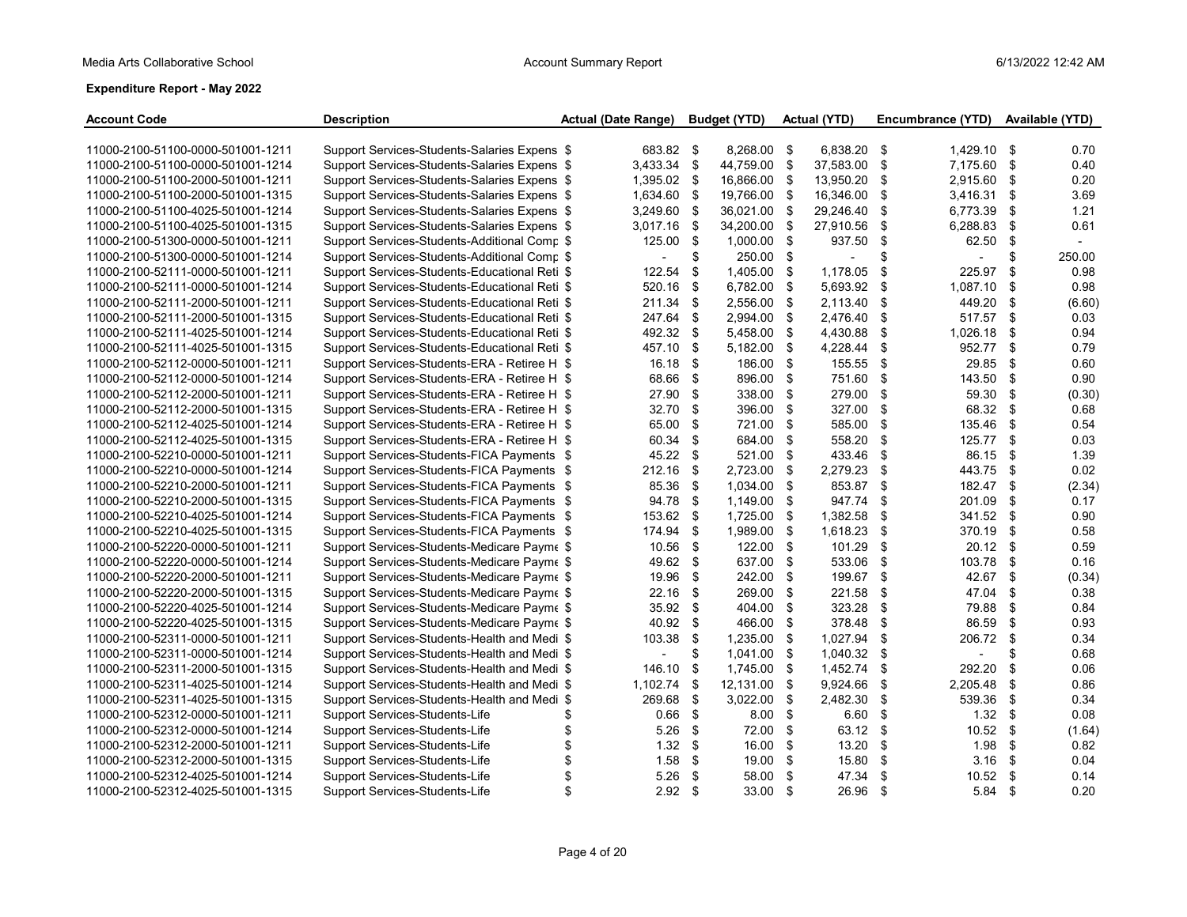Media Arts Collaborative School — Account Summary Report — 6/13/2022 12:42 AM

**Expenditure Report - May 2022**

| Account Code | Description | Actual (Date Range) | Budget (YTD) | Actual (YTD) | Encumbrance (YTD) | Available (YTD) |
|---|---|---|---|---|---|---|
| 11000-2100-51100-0000-501001-1211 | Support Services-Students-Salaries Expens | $ 683.82 | $ 8,268.00 | $ 6,838.20 | $ 1,429.10 | $ 0.70 |
| 11000-2100-51100-0000-501001-1214 | Support Services-Students-Salaries Expens | $ 3,433.34 | $ 44,759.00 | $ 37,583.00 | $ 7,175.60 | $ 0.40 |
| 11000-2100-51100-2000-501001-1211 | Support Services-Students-Salaries Expens | $ 1,395.02 | $ 16,866.00 | $ 13,950.20 | $ 2,915.60 | $ 0.20 |
| 11000-2100-51100-2000-501001-1315 | Support Services-Students-Salaries Expens | $ 1,634.60 | $ 19,766.00 | $ 16,346.00 | $ 3,416.31 | $ 3.69 |
| 11000-2100-51100-4025-501001-1214 | Support Services-Students-Salaries Expens | $ 3,249.60 | $ 36,021.00 | $ 29,246.40 | $ 6,773.39 | $ 1.21 |
| 11000-2100-51100-4025-501001-1315 | Support Services-Students-Salaries Expens | $ 3,017.16 | $ 34,200.00 | $ 27,910.56 | $ 6,288.83 | $ 0.61 |
| 11000-2100-51300-0000-501001-1211 | Support Services-Students-Additional Comp | $ 125.00 | $ 1,000.00 | $ 937.50 | $ 62.50 | $ - |
| 11000-2100-51300-0000-501001-1214 | Support Services-Students-Additional Comp | $ - | $ 250.00 | $ - | $ - | $ 250.00 |
| 11000-2100-52111-0000-501001-1211 | Support Services-Students-Educational Reti | $ 122.54 | $ 1,405.00 | $ 1,178.05 | $ 225.97 | $ 0.98 |
| 11000-2100-52111-0000-501001-1214 | Support Services-Students-Educational Reti | $ 520.16 | $ 6,782.00 | $ 5,693.92 | $ 1,087.10 | $ 0.98 |
| 11000-2100-52111-2000-501001-1211 | Support Services-Students-Educational Reti | $ 211.34 | $ 2,556.00 | $ 2,113.40 | $ 449.20 | $ (6.60) |
| 11000-2100-52111-2000-501001-1315 | Support Services-Students-Educational Reti | $ 247.64 | $ 2,994.00 | $ 2,476.40 | $ 517.57 | $ 0.03 |
| 11000-2100-52111-4025-501001-1214 | Support Services-Students-Educational Reti | $ 492.32 | $ 5,458.00 | $ 4,430.88 | $ 1,026.18 | $ 0.94 |
| 11000-2100-52111-4025-501001-1315 | Support Services-Students-Educational Reti | $ 457.10 | $ 5,182.00 | $ 4,228.44 | $ 952.77 | $ 0.79 |
| 11000-2100-52112-0000-501001-1211 | Support Services-Students-ERA - Retiree H | $ 16.18 | $ 186.00 | $ 155.55 | $ 29.85 | $ 0.60 |
| 11000-2100-52112-0000-501001-1214 | Support Services-Students-ERA - Retiree H | $ 68.66 | $ 896.00 | $ 751.60 | $ 143.50 | $ 0.90 |
| 11000-2100-52112-2000-501001-1211 | Support Services-Students-ERA - Retiree H | $ 27.90 | $ 338.00 | $ 279.00 | $ 59.30 | $ (0.30) |
| 11000-2100-52112-2000-501001-1315 | Support Services-Students-ERA - Retiree H | $ 32.70 | $ 396.00 | $ 327.00 | $ 68.32 | $ 0.68 |
| 11000-2100-52112-4025-501001-1214 | Support Services-Students-ERA - Retiree H | $ 65.00 | $ 721.00 | $ 585.00 | $ 135.46 | $ 0.54 |
| 11000-2100-52112-4025-501001-1315 | Support Services-Students-ERA - Retiree H | $ 60.34 | $ 684.00 | $ 558.20 | $ 125.77 | $ 0.03 |
| 11000-2100-52210-0000-501001-1211 | Support Services-Students-FICA Payments | $ 45.22 | $ 521.00 | $ 433.46 | $ 86.15 | $ 1.39 |
| 11000-2100-52210-0000-501001-1214 | Support Services-Students-FICA Payments | $ 212.16 | $ 2,723.00 | $ 2,279.23 | $ 443.75 | $ 0.02 |
| 11000-2100-52210-2000-501001-1211 | Support Services-Students-FICA Payments | $ 85.36 | $ 1,034.00 | $ 853.87 | $ 182.47 | $ (2.34) |
| 11000-2100-52210-2000-501001-1315 | Support Services-Students-FICA Payments | $ 94.78 | $ 1,149.00 | $ 947.74 | $ 201.09 | $ 0.17 |
| 11000-2100-52210-4025-501001-1214 | Support Services-Students-FICA Payments | $ 153.62 | $ 1,725.00 | $ 1,382.58 | $ 341.52 | $ 0.90 |
| 11000-2100-52210-4025-501001-1315 | Support Services-Students-FICA Payments | $ 174.94 | $ 1,989.00 | $ 1,618.23 | $ 370.19 | $ 0.58 |
| 11000-2100-52220-0000-501001-1211 | Support Services-Students-Medicare Payme | $ 10.56 | $ 122.00 | $ 101.29 | $ 20.12 | $ 0.59 |
| 11000-2100-52220-0000-501001-1214 | Support Services-Students-Medicare Payme | $ 49.62 | $ 637.00 | $ 533.06 | $ 103.78 | $ 0.16 |
| 11000-2100-52220-2000-501001-1211 | Support Services-Students-Medicare Payme | $ 19.96 | $ 242.00 | $ 199.67 | $ 42.67 | $ (0.34) |
| 11000-2100-52220-2000-501001-1315 | Support Services-Students-Medicare Payme | $ 22.16 | $ 269.00 | $ 221.58 | $ 47.04 | $ 0.38 |
| 11000-2100-52220-4025-501001-1214 | Support Services-Students-Medicare Payme | $ 35.92 | $ 404.00 | $ 323.28 | $ 79.88 | $ 0.84 |
| 11000-2100-52220-4025-501001-1315 | Support Services-Students-Medicare Payme | $ 40.92 | $ 466.00 | $ 378.48 | $ 86.59 | $ 0.93 |
| 11000-2100-52311-0000-501001-1211 | Support Services-Students-Health and Medi | $ 103.38 | $ 1,235.00 | $ 1,027.94 | $ 206.72 | $ 0.34 |
| 11000-2100-52311-0000-501001-1214 | Support Services-Students-Health and Medi | $ - | $ 1,041.00 | $ 1,040.32 | $ - | $ 0.68 |
| 11000-2100-52311-2000-501001-1315 | Support Services-Students-Health and Medi | $ 146.10 | $ 1,745.00 | $ 1,452.74 | $ 292.20 | $ 0.06 |
| 11000-2100-52311-4025-501001-1214 | Support Services-Students-Health and Medi | $ 1,102.74 | $ 12,131.00 | $ 9,924.66 | $ 2,205.48 | $ 0.86 |
| 11000-2100-52311-4025-501001-1315 | Support Services-Students-Health and Medi | $ 269.68 | $ 3,022.00 | $ 2,482.30 | $ 539.36 | $ 0.34 |
| 11000-2100-52312-0000-501001-1211 | Support Services-Students-Life | $ 0.66 | $ 8.00 | $ 6.60 | $ 1.32 | $ 0.08 |
| 11000-2100-52312-0000-501001-1214 | Support Services-Students-Life | $ 5.26 | $ 72.00 | $ 63.12 | $ 10.52 | $ (1.64) |
| 11000-2100-52312-2000-501001-1211 | Support Services-Students-Life | $ 1.32 | $ 16.00 | $ 13.20 | $ 1.98 | $ 0.82 |
| 11000-2100-52312-2000-501001-1315 | Support Services-Students-Life | $ 1.58 | $ 19.00 | $ 15.80 | $ 3.16 | $ 0.04 |
| 11000-2100-52312-4025-501001-1214 | Support Services-Students-Life | $ 5.26 | $ 58.00 | $ 47.34 | $ 10.52 | $ 0.14 |
| 11000-2100-52312-4025-501001-1315 | Support Services-Students-Life | $ 2.92 | $ 33.00 | $ 26.96 | $ 5.84 | $ 0.20 |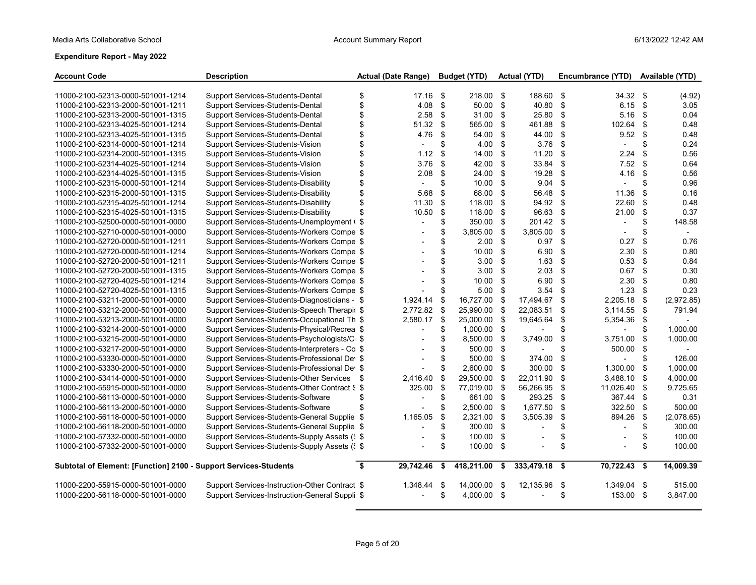**Expenditure Report - May 2022**

| Account Code | Description | Actual (Date Range) | Budget (YTD) | Actual (YTD) | Encumbrance (YTD) | Available (YTD) |
|---|---|---|---|---|---|---|
| 11000-2100-52313-0000-501001-1214 | Support Services-Students-Dental | $ 17.16 | $ 218.00 | $ 188.60 | $ 34.32 | $ (4.92) |
| 11000-2100-52313-2000-501001-1211 | Support Services-Students-Dental | $ 4.08 | $ 50.00 | $ 40.80 | $ 6.15 | $ 3.05 |
| 11000-2100-52313-2000-501001-1315 | Support Services-Students-Dental | $ 2.58 | $ 31.00 | $ 25.80 | $ 5.16 | $ 0.04 |
| 11000-2100-52313-4025-501001-1214 | Support Services-Students-Dental | $ 51.32 | $ 565.00 | $ 461.88 | $ 102.64 | $ 0.48 |
| 11000-2100-52313-4025-501001-1315 | Support Services-Students-Dental | $ 4.76 | $ 54.00 | $ 44.00 | $ 9.52 | $ 0.48 |
| 11000-2100-52314-0000-501001-1214 | Support Services-Students-Vision | $ - | $ 4.00 | $ 3.76 | $ - | $ 0.24 |
| 11000-2100-52314-2000-501001-1315 | Support Services-Students-Vision | $ 1.12 | $ 14.00 | $ 11.20 | $ 2.24 | $ 0.56 |
| 11000-2100-52314-4025-501001-1214 | Support Services-Students-Vision | $ 3.76 | $ 42.00 | $ 33.84 | $ 7.52 | $ 0.64 |
| 11000-2100-52314-4025-501001-1315 | Support Services-Students-Vision | $ 2.08 | $ 24.00 | $ 19.28 | $ 4.16 | $ 0.56 |
| 11000-2100-52315-0000-501001-1214 | Support Services-Students-Disability | $ - | $ 10.00 | $ 9.04 | $ - | $ 0.96 |
| 11000-2100-52315-2000-501001-1315 | Support Services-Students-Disability | $ 5.68 | $ 68.00 | $ 56.48 | $ 11.36 | $ 0.16 |
| 11000-2100-52315-4025-501001-1214 | Support Services-Students-Disability | $ 11.30 | $ 118.00 | $ 94.92 | $ 22.60 | $ 0.48 |
| 11000-2100-52315-4025-501001-1315 | Support Services-Students-Disability | $ 10.50 | $ 118.00 | $ 96.63 | $ 21.00 | $ 0.37 |
| 11000-2100-52500-0000-501001-0000 | Support Services-Students-Unemployment ( | $ - | $ 350.00 | $ 201.42 | $ - | $ 148.58 |
| 11000-2100-52710-0000-501001-0000 | Support Services-Students-Workers Compe | $ - | $ 3,805.00 | $ 3,805.00 | $ - | $ - |
| 11000-2100-52720-0000-501001-1211 | Support Services-Students-Workers Compe | $ - | $ 2.00 | $ 0.97 | $ 0.27 | $ 0.76 |
| 11000-2100-52720-0000-501001-1214 | Support Services-Students-Workers Compe | $ - | $ 10.00 | $ 6.90 | $ 2.30 | $ 0.80 |
| 11000-2100-52720-2000-501001-1211 | Support Services-Students-Workers Compe | $ - | $ 3.00 | $ 1.63 | $ 0.53 | $ 0.84 |
| 11000-2100-52720-2000-501001-1315 | Support Services-Students-Workers Compe | $ - | $ 3.00 | $ 2.03 | $ 0.67 | $ 0.30 |
| 11000-2100-52720-4025-501001-1214 | Support Services-Students-Workers Compe | $ - | $ 10.00 | $ 6.90 | $ 2.30 | $ 0.80 |
| 11000-2100-52720-4025-501001-1315 | Support Services-Students-Workers Compe | $ - | $ 5.00 | $ 3.54 | $ 1.23 | $ 0.23 |
| 11000-2100-53211-2000-501001-0000 | Support Services-Students-Diagnosticians - | $ 1,924.14 | $ 16,727.00 | $ 17,494.67 | $ 2,205.18 | $ (2,972.85) |
| 11000-2100-53212-2000-501001-0000 | Support Services-Students-Speech Therapis | $ 2,772.82 | $ 25,990.00 | $ 22,083.51 | $ 3,114.55 | $ 791.94 |
| 11000-2100-53213-2000-501001-0000 | Support Services-Students-Occupational Th | $ 2,580.17 | $ 25,000.00 | $ 19,645.64 | $ 5,354.36 | $ - |
| 11000-2100-53214-2000-501001-0000 | Support Services-Students-Physical/Recrea | $ - | $ 1,000.00 | $ - | $ - | $ 1,000.00 |
| 11000-2100-53215-2000-501001-0000 | Support Services-Students-Psychologists/C | $ - | $ 8,500.00 | $ 3,749.00 | $ 3,751.00 | $ 1,000.00 |
| 11000-2100-53217-2000-501001-0000 | Support Services-Students-Interpreters - Co | $ - | $ 500.00 | $ - | $ 500.00 | $ - |
| 11000-2100-53330-0000-501001-0000 | Support Services-Students-Professional De | $ - | $ 500.00 | $ 374.00 | $ - | $ 126.00 |
| 11000-2100-53330-2000-501001-0000 | Support Services-Students-Professional De | $ - | $ 2,600.00 | $ 300.00 | $ 1,300.00 | $ 1,000.00 |
| 11000-2100-53414-0000-501001-0000 | Support Services-Students-Other Services | $ 2,416.40 | $ 29,500.00 | $ 22,011.90 | $ 3,488.10 | $ 4,000.00 |
| 11000-2100-55915-0000-501001-0000 | Support Services-Students-Other Contract S | $ 325.00 | $ 77,019.00 | $ 56,266.95 | $ 11,026.40 | $ 9,725.65 |
| 11000-2100-56113-0000-501001-0000 | Support Services-Students-Software | $ - | $ 661.00 | $ 293.25 | $ 367.44 | $ 0.31 |
| 11000-2100-56113-2000-501001-0000 | Support Services-Students-Software | $ - | $ 2,500.00 | $ 1,677.50 | $ 322.50 | $ 500.00 |
| 11000-2100-56118-0000-501001-0000 | Support Services-Students-General Supplie | $ 1,165.05 | $ 2,321.00 | $ 3,505.39 | $ 894.26 | $ (2,078.65) |
| 11000-2100-56118-2000-501001-0000 | Support Services-Students-General Supplie | $ - | $ 300.00 | $ - | $ - | $ 300.00 |
| 11000-2100-57332-0000-501001-0000 | Support Services-Students-Supply Assets (S | $ - | $ 100.00 | $ - | $ - | $ 100.00 |
| 11000-2100-57332-2000-501001-0000 | Support Services-Students-Supply Assets (S | $ - | $ 100.00 | $ - | $ - | $ 100.00 |
| **Subtotal of Element: [Function] 2100 - Support Services-Students** | | **$ 29,742.46** | **$ 418,211.00** | **$ 333,479.18** | **$ 70,722.43** | **$ 14,009.39** |
| 11000-2200-55915-0000-501001-0000 | Support Services-Instruction-Other Contract | $ 1,348.44 | $ 14,000.00 | $ 12,135.96 | $ 1,349.04 | $ 515.00 |
| 11000-2200-56118-0000-501001-0000 | Support Services-Instruction-General Suppli | $ - | $ 4,000.00 | $ - | $ 153.00 | $ 3,847.00 |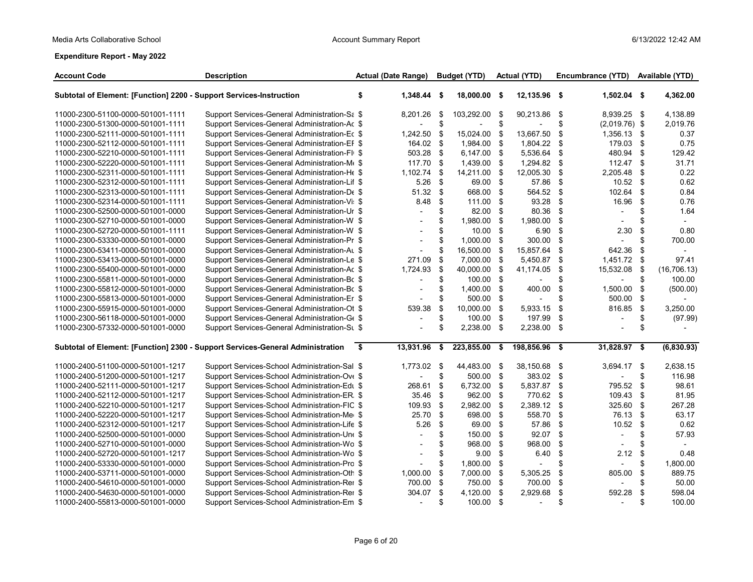**Expenditure Report - May 2022**

| Account Code | Description | Actual (Date Range) | Budget (YTD) | Actual (YTD) | Encumbrance (YTD) | Available (YTD) |
|---|---|---|---|---|---|---|
| **Subtotal of Element: [Function] 2200 - Support Services-Instruction** | | **$ 1,348.44** | **$ 18,000.00** | **$ 12,135.96** | **$ 1,502.04** | **$ 4,362.00** |
| 11000-2300-51100-0000-501001-1111 | Support Services-General Administration-Sa | $ 8,201.26 | $ 103,292.00 | $ 90,213.86 | $ 8,939.25 | $ 4,138.89 |
| 11000-2300-51300-0000-501001-1111 | Support Services-General Administration-Ac | $ - | $ - | $ - | $ (2,019.76) | $ 2,019.76 |
| 11000-2300-52111-0000-501001-1111 | Support Services-General Administration-Ed | $ 1,242.50 | $ 15,024.00 | $ 13,667.50 | $ 1,356.13 | $ 0.37 |
| 11000-2300-52112-0000-501001-1111 | Support Services-General Administration-EF | $ 164.02 | $ 1,984.00 | $ 1,804.22 | $ 179.03 | $ 0.75 |
| 11000-2300-52210-0000-501001-1111 | Support Services-General Administration-FI | $ 503.28 | $ 6,147.00 | $ 5,536.64 | $ 480.94 | $ 129.42 |
| 11000-2300-52220-0000-501001-1111 | Support Services-General Administration-Me | $ 117.70 | $ 1,439.00 | $ 1,294.82 | $ 112.47 | $ 31.71 |
| 11000-2300-52311-0000-501001-1111 | Support Services-General Administration-He | $ 1,102.74 | $ 14,211.00 | $ 12,005.30 | $ 2,205.48 | $ 0.22 |
| 11000-2300-52312-0000-501001-1111 | Support Services-General Administration-Lif | $ 5.26 | $ 69.00 | $ 57.86 | $ 10.52 | $ 0.62 |
| 11000-2300-52313-0000-501001-1111 | Support Services-General Administration-De | $ 51.32 | $ 668.00 | $ 564.52 | $ 102.64 | $ 0.84 |
| 11000-2300-52314-0000-501001-1111 | Support Services-General Administration-Vi | $ 8.48 | $ 111.00 | $ 93.28 | $ 16.96 | $ 0.76 |
| 11000-2300-52500-0000-501001-0000 | Support Services-General Administration-Ur | $ - | $ 82.00 | $ 80.36 | $ - | $ 1.64 |
| 11000-2300-52710-0000-501001-0000 | Support Services-General Administration-W | $ - | $ 1,980.00 | $ 1,980.00 | $ - | $ - |
| 11000-2300-52720-0000-501001-1111 | Support Services-General Administration-W | $ - | $ 10.00 | $ 6.90 | $ 2.30 | $ 0.80 |
| 11000-2300-53330-0000-501001-0000 | Support Services-General Administration-Pr | $ - | $ 1,000.00 | $ 300.00 | $ - | $ 700.00 |
| 11000-2300-53411-0000-501001-0000 | Support Services-General Administration-Au | $ - | $ 16,500.00 | $ 15,857.64 | $ 642.36 | $ - |
| 11000-2300-53413-0000-501001-0000 | Support Services-General Administration-Le | $ 271.09 | $ 7,000.00 | $ 5,450.87 | $ 1,451.72 | $ 97.41 |
| 11000-2300-55400-0000-501001-0000 | Support Services-General Administration-Ac | $ 1,724.93 | $ 40,000.00 | $ 41,174.05 | $ 15,532.08 | $ (16,706.13) |
| 11000-2300-55811-0000-501001-0000 | Support Services-General Administration-Bc | $ - | $ 100.00 | $ - | $ - | $ 100.00 |
| 11000-2300-55812-0000-501001-0000 | Support Services-General Administration-Bc | $ - | $ 1,400.00 | $ 400.00 | $ 1,500.00 | $ (500.00) |
| 11000-2300-55813-0000-501001-0000 | Support Services-General Administration-Er | $ - | $ 500.00 | $ - | $ 500.00 | $ - |
| 11000-2300-55915-0000-501001-0000 | Support Services-General Administration-Ot | $ 539.38 | $ 10,000.00 | $ 5,933.15 | $ 816.85 | $ 3,250.00 |
| 11000-2300-56118-0000-501001-0000 | Support Services-General Administration-Ge | $ - | $ 100.00 | $ 197.99 | $ - | $ (97.99) |
| 11000-2300-57332-0000-501001-0000 | Support Services-General Administration-Su | $ - | $ 2,238.00 | $ 2,238.00 | $ - | $ - |
| **Subtotal of Element: [Function] 2300 - Support Services-General Administration** | | **$ 13,931.96** | **$ 223,855.00** | **$ 198,856.96** | **$ 31,828.97** | **$ (6,830.93)** |
| 11000-2400-51100-0000-501001-1217 | Support Services-School Administration-Sal | $ 1,773.02 | $ 44,483.00 | $ 38,150.68 | $ 3,694.17 | $ 2,638.15 |
| 11000-2400-51200-0000-501001-1217 | Support Services-School Administration-Ove | $ - | $ 500.00 | $ 383.02 | $ - | $ 116.98 |
| 11000-2400-52111-0000-501001-1217 | Support Services-School Administration-Edu | $ 268.61 | $ 6,732.00 | $ 5,837.87 | $ 795.52 | $ 98.61 |
| 11000-2400-52112-0000-501001-1217 | Support Services-School Administration-ER. | $ 35.46 | $ 962.00 | $ 770.62 | $ 109.43 | $ 81.95 |
| 11000-2400-52210-0000-501001-1217 | Support Services-School Administration-FIC | $ 109.93 | $ 2,982.00 | $ 2,389.12 | $ 325.60 | $ 267.28 |
| 11000-2400-52220-0000-501001-1217 | Support Services-School Administration-Me | $ 25.70 | $ 698.00 | $ 558.70 | $ 76.13 | $ 63.17 |
| 11000-2400-52312-0000-501001-1217 | Support Services-School Administration-Life | $ 5.26 | $ 69.00 | $ 57.86 | $ 10.52 | $ 0.62 |
| 11000-2400-52500-0000-501001-0000 | Support Services-School Administration-Une | $ - | $ 150.00 | $ 92.07 | $ - | $ 57.93 |
| 11000-2400-52710-0000-501001-0000 | Support Services-School Administration-Wo | $ - | $ 968.00 | $ 968.00 | $ - | $ - |
| 11000-2400-52720-0000-501001-1217 | Support Services-School Administration-Wo | $ - | $ 9.00 | $ 6.40 | $ 2.12 | $ 0.48 |
| 11000-2400-53330-0000-501001-0000 | Support Services-School Administration-Pro | $ - | $ 1,800.00 | $ - | $ - | $ 1,800.00 |
| 11000-2400-53711-0000-501001-0000 | Support Services-School Administration-Oth | $ 1,000.00 | $ 7,000.00 | $ 5,305.25 | $ 805.00 | $ 889.75 |
| 11000-2400-54610-0000-501001-0000 | Support Services-School Administration-Rer | $ 700.00 | $ 750.00 | $ 700.00 | $ - | $ 50.00 |
| 11000-2400-54630-0000-501001-0000 | Support Services-School Administration-Rer | $ 304.07 | $ 4,120.00 | $ 2,929.68 | $ 592.28 | $ 598.04 |
| 11000-2400-55813-0000-501001-0000 | Support Services-School Administration-Em | $ - | $ 100.00 | $ - | $ - | $ 100.00 |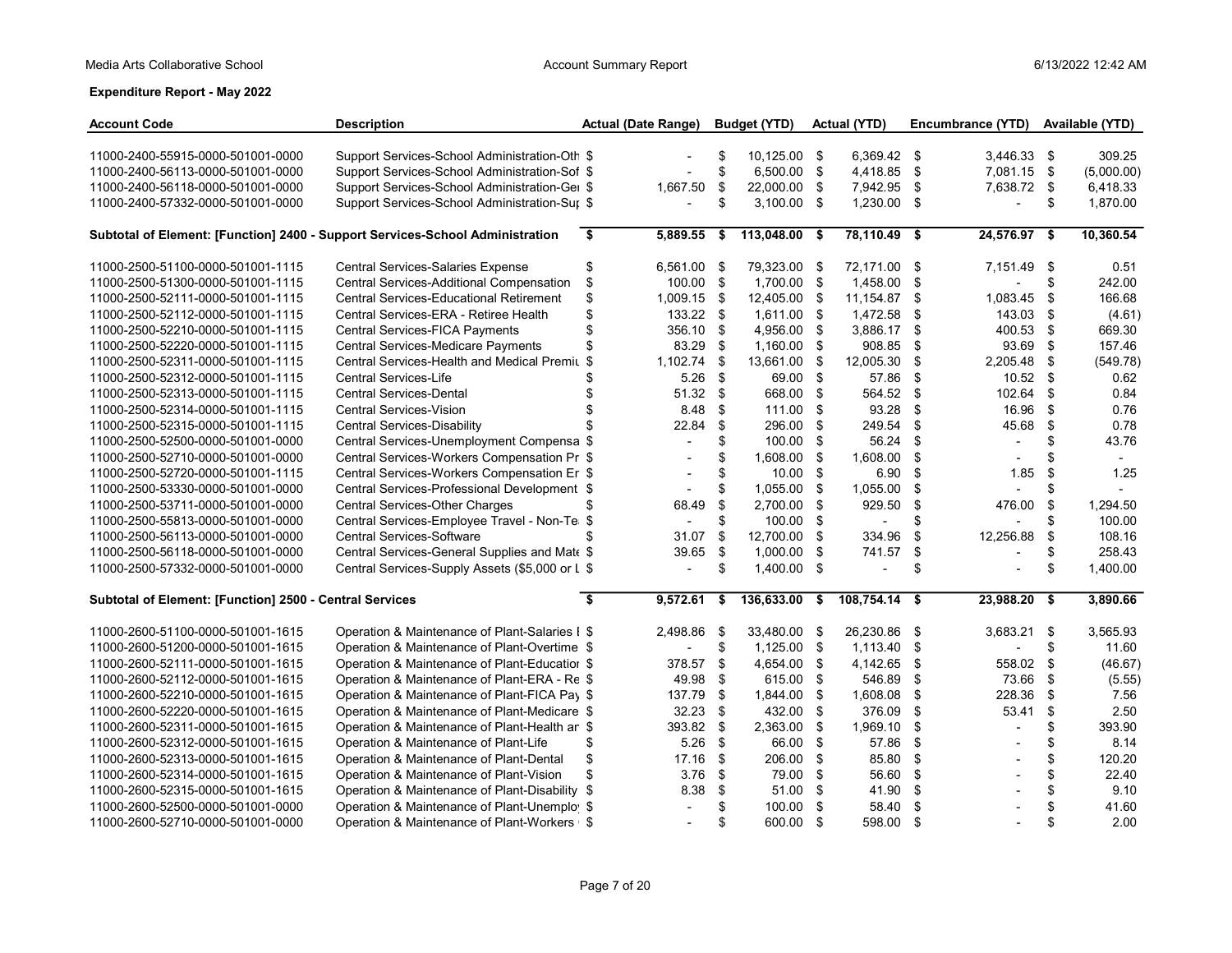**Expenditure Report - May 2022**

| Account Code | Description | Actual (Date Range) | Budget (YTD) | Actual (YTD) | Encumbrance (YTD) | Available (YTD) |
|---|---|---|---|---|---|---|
| 11000-2400-55915-0000-501001-0000 | Support Services-School Administration-Oth | $ - | $ 10,125.00 | $ 6,369.42 | $ 3,446.33 | $ 309.25 |
| 11000-2400-56113-0000-501001-0000 | Support Services-School Administration-Sof | $ - | $ 6,500.00 | $ 4,418.85 | $ 7,081.15 | $ (5,000.00) |
| 11000-2400-56118-0000-501001-0000 | Support Services-School Administration-Ger | $ 1,667.50 | $ 22,000.00 | $ 7,942.95 | $ 7,638.72 | $ 6,418.33 |
| 11000-2400-57332-0000-501001-0000 | Support Services-School Administration-Sup | $ - | $ 3,100.00 | $ 1,230.00 | $ - | $ 1,870.00 |
| **Subtotal of Element: [Function] 2400 - Support Services-School Administration** | | **$ 5,889.55** | **$ 113,048.00** | **$ 78,110.49** | **$ 24,576.97** | **$ 10,360.54** |
| 11000-2500-51100-0000-501001-1115 | Central Services-Salaries Expense | $ 6,561.00 | $ 79,323.00 | $ 72,171.00 | $ 7,151.49 | $ 0.51 |
| 11000-2500-51300-0000-501001-1115 | Central Services-Additional Compensation | $ 100.00 | $ 1,700.00 | $ 1,458.00 | $ - | $ 242.00 |
| 11000-2500-52111-0000-501001-1115 | Central Services-Educational Retirement | $ 1,009.15 | $ 12,405.00 | $ 11,154.87 | $ 1,083.45 | $ 166.68 |
| 11000-2500-52112-0000-501001-1115 | Central Services-ERA - Retiree Health | $ 133.22 | $ 1,611.00 | $ 1,472.58 | $ 143.03 | $ (4.61) |
| 11000-2500-52210-0000-501001-1115 | Central Services-FICA Payments | $ 356.10 | $ 4,956.00 | $ 3,886.17 | $ 400.53 | $ 669.30 |
| 11000-2500-52220-0000-501001-1115 | Central Services-Medicare Payments | $ 83.29 | $ 1,160.00 | $ 908.85 | $ 93.69 | $ 157.46 |
| 11000-2500-52311-0000-501001-1115 | Central Services-Health and Medical Premiu | $ 1,102.74 | $ 13,661.00 | $ 12,005.30 | $ 2,205.48 | $ (549.78) |
| 11000-2500-52312-0000-501001-1115 | Central Services-Life | $ 5.26 | $ 69.00 | $ 57.86 | $ 10.52 | $ 0.62 |
| 11000-2500-52313-0000-501001-1115 | Central Services-Dental | $ 51.32 | $ 668.00 | $ 564.52 | $ 102.64 | $ 0.84 |
| 11000-2500-52314-0000-501001-1115 | Central Services-Vision | $ 8.48 | $ 111.00 | $ 93.28 | $ 16.96 | $ 0.76 |
| 11000-2500-52315-0000-501001-1115 | Central Services-Disability | $ 22.84 | $ 296.00 | $ 249.54 | $ 45.68 | $ 0.78 |
| 11000-2500-52500-0000-501001-0000 | Central Services-Unemployment Compensa | $ - | $ 100.00 | $ 56.24 | $ - | $ 43.76 |
| 11000-2500-52710-0000-501001-0000 | Central Services-Workers Compensation Pr | $ - | $ 1,608.00 | $ 1,608.00 | $ - | $ - |
| 11000-2500-52720-0000-501001-1115 | Central Services-Workers Compensation Er | $ - | $ 10.00 | $ 6.90 | $ 1.85 | $ 1.25 |
| 11000-2500-53330-0000-501001-0000 | Central Services-Professional Development | $ - | $ 1,055.00 | $ 1,055.00 | $ - | $ - |
| 11000-2500-53711-0000-501001-0000 | Central Services-Other Charges | $ 68.49 | $ 2,700.00 | $ 929.50 | $ 476.00 | $ 1,294.50 |
| 11000-2500-55813-0000-501001-0000 | Central Services-Employee Travel - Non-Te | $ - | $ 100.00 | $ - | $ - | $ 100.00 |
| 11000-2500-56113-0000-501001-0000 | Central Services-Software | $ 31.07 | $ 12,700.00 | $ 334.96 | $ 12,256.88 | $ 108.16 |
| 11000-2500-56118-0000-501001-0000 | Central Services-General Supplies and Mate | $ 39.65 | $ 1,000.00 | $ 741.57 | $ - | $ 258.43 |
| 11000-2500-57332-0000-501001-0000 | Central Services-Supply Assets ($5,000 or L | $ - | $ 1,400.00 | $ - | $ - | $ 1,400.00 |
| **Subtotal of Element: [Function] 2500 - Central Services** | | **$ 9,572.61** | **$ 136,633.00** | **$ 108,754.14** | **$ 23,988.20** | **$ 3,890.66** |
| 11000-2600-51100-0000-501001-1615 | Operation & Maintenance of Plant-Salaries I | $ 2,498.86 | $ 33,480.00 | $ 26,230.86 | $ 3,683.21 | $ 3,565.93 |
| 11000-2600-51200-0000-501001-1615 | Operation & Maintenance of Plant-Overtime | $ - | $ 1,125.00 | $ 1,113.40 | $ - | $ 11.60 |
| 11000-2600-52111-0000-501001-1615 | Operation & Maintenance of Plant-Educatior | $ 378.57 | $ 4,654.00 | $ 4,142.65 | $ 558.02 | $ (46.67) |
| 11000-2600-52112-0000-501001-1615 | Operation & Maintenance of Plant-ERA - Re | $ 49.98 | $ 615.00 | $ 546.89 | $ 73.66 | $ (5.55) |
| 11000-2600-52210-0000-501001-1615 | Operation & Maintenance of Plant-FICA Pay | $ 137.79 | $ 1,844.00 | $ 1,608.08 | $ 228.36 | $ 7.56 |
| 11000-2600-52220-0000-501001-1615 | Operation & Maintenance of Plant-Medicare | $ 32.23 | $ 432.00 | $ 376.09 | $ 53.41 | $ 2.50 |
| 11000-2600-52311-0000-501001-1615 | Operation & Maintenance of Plant-Health ar | $ 393.82 | $ 2,363.00 | $ 1,969.10 | $ - | $ 393.90 |
| 11000-2600-52312-0000-501001-1615 | Operation & Maintenance of Plant-Life | $ 5.26 | $ 66.00 | $ 57.86 | $ - | $ 8.14 |
| 11000-2600-52313-0000-501001-1615 | Operation & Maintenance of Plant-Dental | $ 17.16 | $ 206.00 | $ 85.80 | $ - | $ 120.20 |
| 11000-2600-52314-0000-501001-1615 | Operation & Maintenance of Plant-Vision | $ 3.76 | $ 79.00 | $ 56.60 | $ - | $ 22.40 |
| 11000-2600-52315-0000-501001-1615 | Operation & Maintenance of Plant-Disability | $ 8.38 | $ 51.00 | $ 41.90 | $ - | $ 9.10 |
| 11000-2600-52500-0000-501001-0000 | Operation & Maintenance of Plant-Unemplo | $ - | $ 100.00 | $ 58.40 | $ - | $ 41.60 |
| 11000-2600-52710-0000-501001-0000 | Operation & Maintenance of Plant-Workers | $ - | $ 600.00 | $ 598.00 | $ - | $ 2.00 |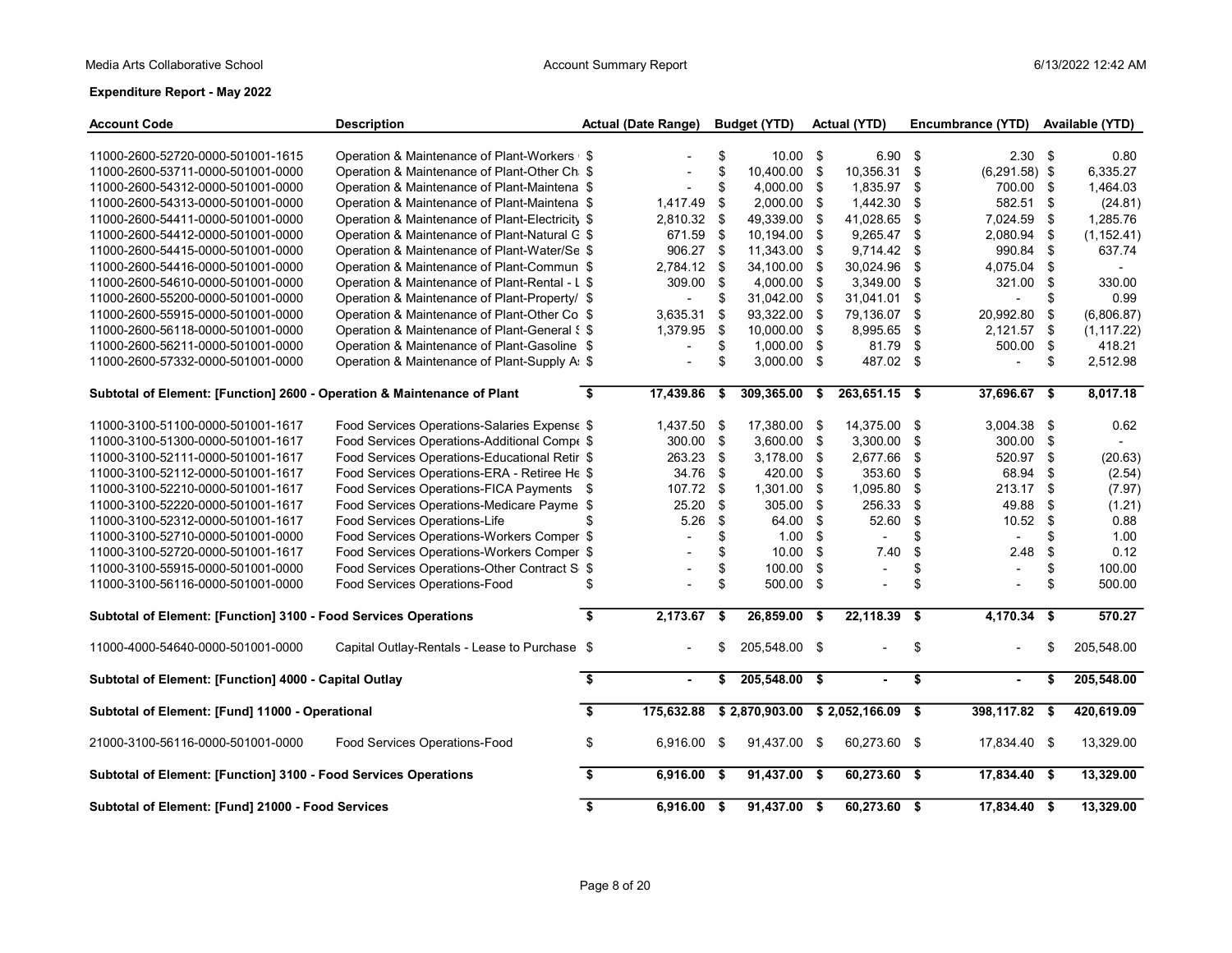Media Arts Collaborative School — Account Summary Report — 6/13/2022 12:42 AM

**Expenditure Report - May 2022**

| Account Code | Description | Actual (Date Range) | Budget (YTD) | Actual (YTD) | Encumbrance (YTD) | Available (YTD) |
|---|---|---|---|---|---|---|
| 11000-2600-52720-0000-501001-1615 | Operation & Maintenance of Plant-Workers | $ - | $ 10.00 | $ 6.90 | $ 2.30 | $ 0.80 |
| 11000-2600-53711-0000-501001-0000 | Operation & Maintenance of Plant-Other Ch | $ - | $ 10,400.00 | $ 10,356.31 | $ (6,291.58) | $ 6,335.27 |
| 11000-2600-54312-0000-501001-0000 | Operation & Maintenance of Plant-Maintena | $ - | $ 4,000.00 | $ 1,835.97 | $ 700.00 | $ 1,464.03 |
| 11000-2600-54313-0000-501001-0000 | Operation & Maintenance of Plant-Maintena | $ 1,417.49 | $ 2,000.00 | $ 1,442.30 | $ 582.51 | $ (24.81) |
| 11000-2600-54411-0000-501001-0000 | Operation & Maintenance of Plant-Electricity | $ 2,810.32 | $ 49,339.00 | $ 41,028.65 | $ 7,024.59 | $ 1,285.76 |
| 11000-2600-54412-0000-501001-0000 | Operation & Maintenance of Plant-Natural G | $ 671.59 | $ 10,194.00 | $ 9,265.47 | $ 2,080.94 | $ (1,152.41) |
| 11000-2600-54415-0000-501001-0000 | Operation & Maintenance of Plant-Water/Se | $ 906.27 | $ 11,343.00 | $ 9,714.42 | $ 990.84 | $ 637.74 |
| 11000-2600-54416-0000-501001-0000 | Operation & Maintenance of Plant-Commun | $ 2,784.12 | $ 34,100.00 | $ 30,024.96 | $ 4,075.04 | $ - |
| 11000-2600-54610-0000-501001-0000 | Operation & Maintenance of Plant-Rental - L | $ 309.00 | $ 4,000.00 | $ 3,349.00 | $ 321.00 | $ 330.00 |
| 11000-2600-55200-0000-501001-0000 | Operation & Maintenance of Plant-Property/ | $ - | $ 31,042.00 | $ 31,041.01 | $ - | $ 0.99 |
| 11000-2600-55915-0000-501001-0000 | Operation & Maintenance of Plant-Other Co | $ 3,635.31 | $ 93,322.00 | $ 79,136.07 | $ 20,992.80 | $ (6,806.87) |
| 11000-2600-56118-0000-501001-0000 | Operation & Maintenance of Plant-General S | $ 1,379.95 | $ 10,000.00 | $ 8,995.65 | $ 2,121.57 | $ (1,117.22) |
| 11000-2600-56211-0000-501001-0000 | Operation & Maintenance of Plant-Gasoline | $ - | $ 1,000.00 | $ 81.79 | $ 500.00 | $ 418.21 |
| 11000-2600-57332-0000-501001-0000 | Operation & Maintenance of Plant-Supply A | $ - | $ 3,000.00 | $ 487.02 | $ - | $ 2,512.98 |
| **Subtotal of Element: [Function] 2600 - Operation & Maintenance of Plant** | | **$ 17,439.86** | **$ 309,365.00** | **$ 263,651.15** | **$ 37,696.67** | **$ 8,017.18** |
| 11000-3100-51100-0000-501001-1617 | Food Services Operations-Salaries Expense | $ 1,437.50 | $ 17,380.00 | $ 14,375.00 | $ 3,004.38 | $ 0.62 |
| 11000-3100-51300-0000-501001-1617 | Food Services Operations-Additional Compe | $ 300.00 | $ 3,600.00 | $ 3,300.00 | $ 300.00 | $ - |
| 11000-3100-52111-0000-501001-1617 | Food Services Operations-Educational Retir | $ 263.23 | $ 3,178.00 | $ 2,677.66 | $ 520.97 | $ (20.63) |
| 11000-3100-52112-0000-501001-1617 | Food Services Operations-ERA - Retiree He | $ 34.76 | $ 420.00 | $ 353.60 | $ 68.94 | $ (2.54) |
| 11000-3100-52210-0000-501001-1617 | Food Services Operations-FICA Payments | $ 107.72 | $ 1,301.00 | $ 1,095.80 | $ 213.17 | $ (7.97) |
| 11000-3100-52220-0000-501001-1617 | Food Services Operations-Medicare Payme | $ 25.20 | $ 305.00 | $ 256.33 | $ 49.88 | $ (1.21) |
| 11000-3100-52312-0000-501001-1617 | Food Services Operations-Life | $ 5.26 | $ 64.00 | $ 52.60 | $ 10.52 | $ 0.88 |
| 11000-3100-52710-0000-501001-0000 | Food Services Operations-Workers Comper | $ - | $ 1.00 | $ - | $ - | $ 1.00 |
| 11000-3100-52720-0000-501001-1617 | Food Services Operations-Workers Comper | $ - | $ 10.00 | $ 7.40 | $ 2.48 | $ 0.12 |
| 11000-3100-55915-0000-501001-0000 | Food Services Operations-Other Contract S | $ - | $ 100.00 | $ - | $ - | $ 100.00 |
| 11000-3100-56116-0000-501001-0000 | Food Services Operations-Food | $ - | $ 500.00 | $ - | $ - | $ 500.00 |
| **Subtotal of Element: [Function] 3100 - Food Services Operations** | | **$ 2,173.67** | **$ 26,859.00** | **$ 22,118.39** | **$ 4,170.34** | **$ 570.27** |
| 11000-4000-54640-0000-501001-0000 | Capital Outlay-Rentals - Lease to Purchase | $ - | $ 205,548.00 | $ - | $ - | $ 205,548.00 |
| **Subtotal of Element: [Function] 4000 - Capital Outlay** | | **$ -** | **$ 205,548.00** | **$ -** | **$ -** | **$ 205,548.00** |
| **Subtotal of Element: [Fund] 11000 - Operational** | | **$ 175,632.88** | **$ 2,870,903.00** | **$ 2,052,166.09** | **$ 398,117.82** | **$ 420,619.09** |
| 21000-3100-56116-0000-501001-0000 | Food Services Operations-Food | $ 6,916.00 | $ 91,437.00 | $ 60,273.60 | $ 17,834.40 | $ 13,329.00 |
| **Subtotal of Element: [Function] 3100 - Food Services Operations** | | **$ 6,916.00** | **$ 91,437.00** | **$ 60,273.60** | **$ 17,834.40** | **$ 13,329.00** |
| **Subtotal of Element: [Fund] 21000 - Food Services** | | **$ 6,916.00** | **$ 91,437.00** | **$ 60,273.60** | **$ 17,834.40** | **$ 13,329.00** |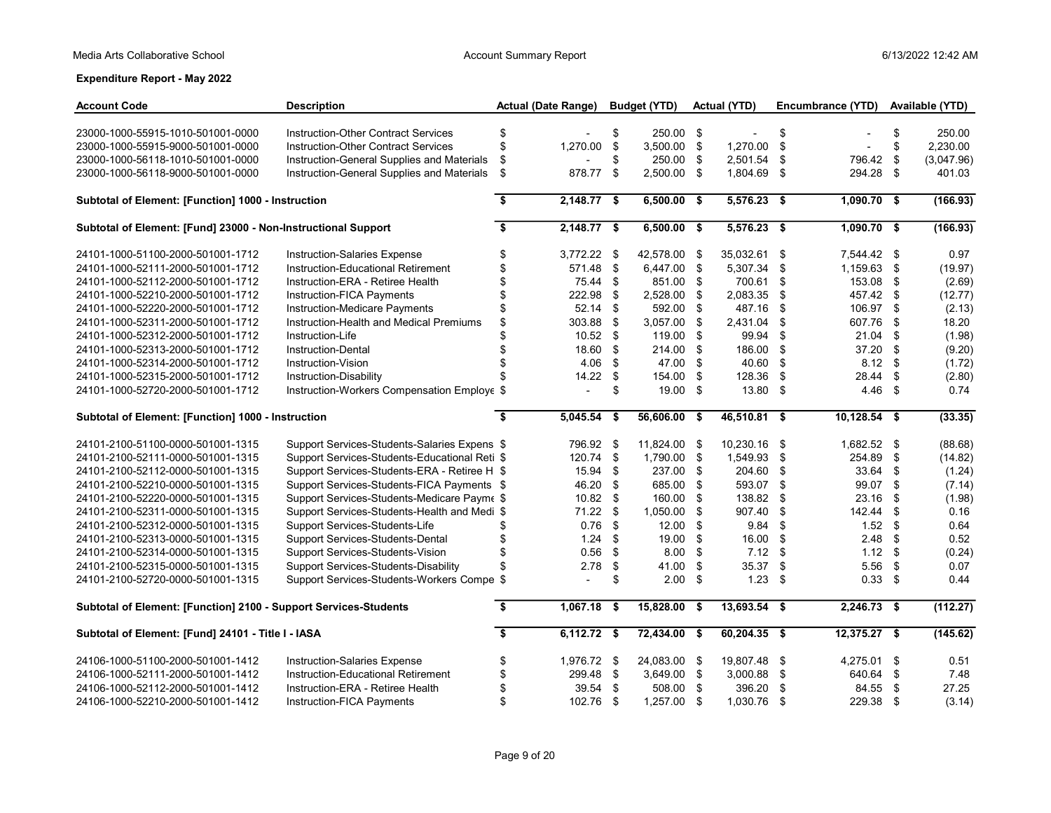Media Arts Collaborative School — Account Summary Report — 6/13/2022 12:42 AM

**Expenditure Report - May 2022**

| Account Code | Description | Actual (Date Range) | Budget (YTD) | Actual (YTD) | Encumbrance (YTD) | Available (YTD) |
|---|---|---|---|---|---|---|
| 23000-1000-55915-1010-501001-0000 | Instruction-Other Contract Services | $ - | $ 250.00 | $ - | $ - | $ 250.00 |
| 23000-1000-55915-9000-501001-0000 | Instruction-Other Contract Services | $ 1,270.00 | $ 3,500.00 | $ 1,270.00 | $ - | $ 2,230.00 |
| 23000-1000-56118-1010-501001-0000 | Instruction-General Supplies and Materials | $ - | $ 250.00 | $ 2,501.54 | $ 796.42 | $ (3,047.96) |
| 23000-1000-56118-9000-501001-0000 | Instruction-General Supplies and Materials | $ 878.77 | $ 2,500.00 | $ 1,804.69 | $ 294.28 | $ 401.03 |
| **Subtotal of Element: [Function] 1000 - Instruction** | | **$ 2,148.77** | **$ 6,500.00** | **$ 5,576.23** | **$ 1,090.70** | **$ (166.93)** |
| **Subtotal of Element: [Fund] 23000 - Non-Instructional Support** | | **$ 2,148.77** | **$ 6,500.00** | **$ 5,576.23** | **$ 1,090.70** | **$ (166.93)** |
| 24101-1000-51100-2000-501001-1712 | Instruction-Salaries Expense | $ 3,772.22 | $ 42,578.00 | $ 35,032.61 | $ 7,544.42 | $ 0.97 |
| 24101-1000-52111-2000-501001-1712 | Instruction-Educational Retirement | $ 571.48 | $ 6,447.00 | $ 5,307.34 | $ 1,159.63 | $ (19.97) |
| 24101-1000-52112-2000-501001-1712 | Instruction-ERA - Retiree Health | $ 75.44 | $ 851.00 | $ 700.61 | $ 153.08 | $ (2.69) |
| 24101-1000-52210-2000-501001-1712 | Instruction-FICA Payments | $ 222.98 | $ 2,528.00 | $ 2,083.35 | $ 457.42 | $ (12.77) |
| 24101-1000-52220-2000-501001-1712 | Instruction-Medicare Payments | $ 52.14 | $ 592.00 | $ 487.16 | $ 106.97 | $ (2.13) |
| 24101-1000-52311-2000-501001-1712 | Instruction-Health and Medical Premiums | $ 303.88 | $ 3,057.00 | $ 2,431.04 | $ 607.76 | $ 18.20 |
| 24101-1000-52312-2000-501001-1712 | Instruction-Life | $ 10.52 | $ 119.00 | $ 99.94 | $ 21.04 | $ (1.98) |
| 24101-1000-52313-2000-501001-1712 | Instruction-Dental | $ 18.60 | $ 214.00 | $ 186.00 | $ 37.20 | $ (9.20) |
| 24101-1000-52314-2000-501001-1712 | Instruction-Vision | $ 4.06 | $ 47.00 | $ 40.60 | $ 8.12 | $ (1.72) |
| 24101-1000-52315-2000-501001-1712 | Instruction-Disability | $ 14.22 | $ 154.00 | $ 128.36 | $ 28.44 | $ (2.80) |
| 24101-1000-52720-2000-501001-1712 | Instruction-Workers Compensation Employe | $ - | $ 19.00 | $ 13.80 | $ 4.46 | $ 0.74 |
| **Subtotal of Element: [Function] 1000 - Instruction** | | **$ 5,045.54** | **$ 56,606.00** | **$ 46,510.81** | **$ 10,128.54** | **$ (33.35)** |
| 24101-2100-51100-0000-501001-1315 | Support Services-Students-Salaries Expens | $ 796.92 | $ 11,824.00 | $ 10,230.16 | $ 1,682.52 | $ (88.68) |
| 24101-2100-52111-0000-501001-1315 | Support Services-Students-Educational Reti | $ 120.74 | $ 1,790.00 | $ 1,549.93 | $ 254.89 | $ (14.82) |
| 24101-2100-52112-0000-501001-1315 | Support Services-Students-ERA - Retiree H | $ 15.94 | $ 237.00 | $ 204.60 | $ 33.64 | $ (1.24) |
| 24101-2100-52210-0000-501001-1315 | Support Services-Students-FICA Payments | $ 46.20 | $ 685.00 | $ 593.07 | $ 99.07 | $ (7.14) |
| 24101-2100-52220-0000-501001-1315 | Support Services-Students-Medicare Payme | $ 10.82 | $ 160.00 | $ 138.82 | $ 23.16 | $ (1.98) |
| 24101-2100-52311-0000-501001-1315 | Support Services-Students-Health and Medi | $ 71.22 | $ 1,050.00 | $ 907.40 | $ 142.44 | $ 0.16 |
| 24101-2100-52312-0000-501001-1315 | Support Services-Students-Life | $ 0.76 | $ 12.00 | $ 9.84 | $ 1.52 | $ 0.64 |
| 24101-2100-52313-0000-501001-1315 | Support Services-Students-Dental | $ 1.24 | $ 19.00 | $ 16.00 | $ 2.48 | $ 0.52 |
| 24101-2100-52314-0000-501001-1315 | Support Services-Students-Vision | $ 0.56 | $ 8.00 | $ 7.12 | $ 1.12 | $ (0.24) |
| 24101-2100-52315-0000-501001-1315 | Support Services-Students-Disability | $ 2.78 | $ 41.00 | $ 35.37 | $ 5.56 | $ 0.07 |
| 24101-2100-52720-0000-501001-1315 | Support Services-Students-Workers Compe | $ - | $ 2.00 | $ 1.23 | $ 0.33 | $ 0.44 |
| **Subtotal of Element: [Function] 2100 - Support Services-Students** | | **$ 1,067.18** | **$ 15,828.00** | **$ 13,693.54** | **$ 2,246.73** | **$ (112.27)** |
| **Subtotal of Element: [Fund] 24101 - Title I - IASA** | | **$ 6,112.72** | **$ 72,434.00** | **$ 60,204.35** | **$ 12,375.27** | **$ (145.62)** |
| 24106-1000-51100-2000-501001-1412 | Instruction-Salaries Expense | $ 1,976.72 | $ 24,083.00 | $ 19,807.48 | $ 4,275.01 | $ 0.51 |
| 24106-1000-52111-2000-501001-1412 | Instruction-Educational Retirement | $ 299.48 | $ 3,649.00 | $ 3,000.88 | $ 640.64 | $ 7.48 |
| 24106-1000-52112-2000-501001-1412 | Instruction-ERA - Retiree Health | $ 39.54 | $ 508.00 | $ 396.20 | $ 84.55 | $ 27.25 |
| 24106-1000-52210-2000-501001-1412 | Instruction-FICA Payments | $ 102.76 | $ 1,257.00 | $ 1,030.76 | $ 229.38 | $ (3.14) |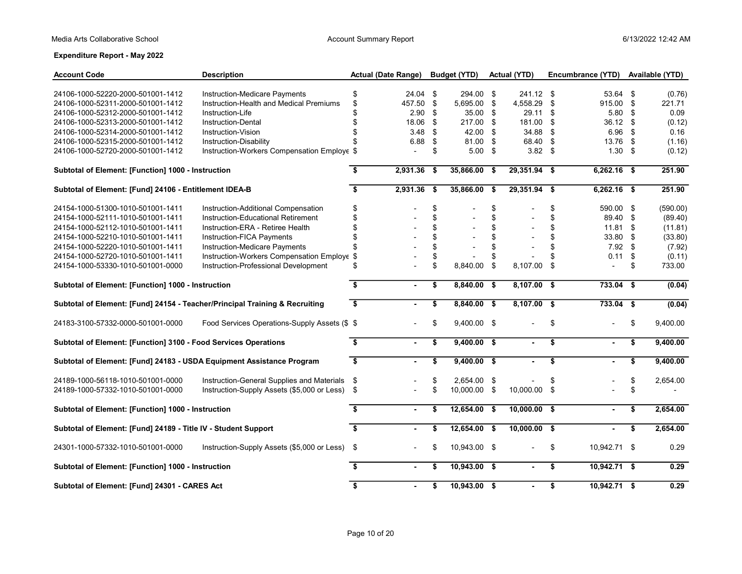**Expenditure Report - May 2022**

| Account Code | Description | Actual (Date Range) | Budget (YTD) | Actual (YTD) | Encumbrance (YTD) | Available (YTD) |
|---|---|---|---|---|---|---|
| 24106-1000-52220-2000-501001-1412 | Instruction-Medicare Payments | $ 24.04 | $ 294.00 | $ 241.12 | $ 53.64 | $ (0.76) |
| 24106-1000-52311-2000-501001-1412 | Instruction-Health and Medical Premiums | $ 457.50 | $ 5,695.00 | $ 4,558.29 | $ 915.00 | $ 221.71 |
| 24106-1000-52312-2000-501001-1412 | Instruction-Life | $ 2.90 | $ 35.00 | $ 29.11 | $ 5.80 | $ 0.09 |
| 24106-1000-52313-2000-501001-1412 | Instruction-Dental | $ 18.06 | $ 217.00 | $ 181.00 | $ 36.12 | $ (0.12) |
| 24106-1000-52314-2000-501001-1412 | Instruction-Vision | $ 3.48 | $ 42.00 | $ 34.88 | $ 6.96 | $ 0.16 |
| 24106-1000-52315-2000-501001-1412 | Instruction-Disability | $ 6.88 | $ 81.00 | $ 68.40 | $ 13.76 | $ (1.16) |
| 24106-1000-52720-2000-501001-1412 | Instruction-Workers Compensation Employe | $ - | $ 5.00 | $ 3.82 | $ 1.30 | $ (0.12) |
| **Subtotal of Element: [Function] 1000 - Instruction** | | **$ 2,931.36** | **$ 35,866.00** | **$ 29,351.94** | **$ 6,262.16** | **$ 251.90** |
| **Subtotal of Element: [Fund] 24106 - Entitlement IDEA-B** | | **$ 2,931.36** | **$ 35,866.00** | **$ 29,351.94** | **$ 6,262.16** | **$ 251.90** |
| 24154-1000-51300-1010-501001-1411 | Instruction-Additional Compensation | $ - | $ - | $ - | $ 590.00 | $ (590.00) |
| 24154-1000-52111-1010-501001-1411 | Instruction-Educational Retirement | $ - | $ - | $ - | $ 89.40 | $ (89.40) |
| 24154-1000-52112-1010-501001-1411 | Instruction-ERA - Retiree Health | $ - | $ - | $ - | $ 11.81 | $ (11.81) |
| 24154-1000-52210-1010-501001-1411 | Instruction-FICA Payments | $ - | $ - | $ - | $ 33.80 | $ (33.80) |
| 24154-1000-52220-1010-501001-1411 | Instruction-Medicare Payments | $ - | $ - | $ - | $ 7.92 | $ (7.92) |
| 24154-1000-52720-1010-501001-1411 | Instruction-Workers Compensation Employe | $ - | $ - | $ - | $ 0.11 | $ (0.11) |
| 24154-1000-53330-1010-501001-0000 | Instruction-Professional Development | $ - | $ 8,840.00 | $ 8,107.00 | $ - | $ 733.00 |
| **Subtotal of Element: [Function] 1000 - Instruction** | | **$ -** | **$ 8,840.00** | **$ 8,107.00** | **$ 733.04** | **$ (0.04)** |
| **Subtotal of Element: [Fund] 24154 - Teacher/Principal Training & Recruiting** | | **$ -** | **$ 8,840.00** | **$ 8,107.00** | **$ 733.04** | **$ (0.04)** |
| 24183-3100-57332-0000-501001-0000 | Food Services Operations-Supply Assets ($ | $ - | $ 9,400.00 | $ - | $ - | $ 9,400.00 |
| **Subtotal of Element: [Function] 3100 - Food Services Operations** | | **$ -** | **$ 9,400.00** | **$ -** | **$ -** | **$ 9,400.00** |
| **Subtotal of Element: [Fund] 24183 - USDA Equipment Assistance Program** | | **$ -** | **$ 9,400.00** | **$ -** | **$ -** | **$ 9,400.00** |
| 24189-1000-56118-1010-501001-0000 | Instruction-General Supplies and Materials | $ - | $ 2,654.00 | $ - | $ - | $ 2,654.00 |
| 24189-1000-57332-1010-501001-0000 | Instruction-Supply Assets ($5,000 or Less) | $ - | $ 10,000.00 | $ 10,000.00 | $ - | $ - |
| **Subtotal of Element: [Function] 1000 - Instruction** | | **$ -** | **$ 12,654.00** | **$ 10,000.00** | **$ -** | **$ 2,654.00** |
| **Subtotal of Element: [Fund] 24189 - Title IV - Student Support** | | **$ -** | **$ 12,654.00** | **$ 10,000.00** | **$ -** | **$ 2,654.00** |
| 24301-1000-57332-1010-501001-0000 | Instruction-Supply Assets ($5,000 or Less) | $ - | $ 10,943.00 | $ - | $ 10,942.71 | $ 0.29 |
| **Subtotal of Element: [Function] 1000 - Instruction** | | **$ -** | **$ 10,943.00** | **$ -** | **$ 10,942.71** | **$ 0.29** |
| **Subtotal of Element: [Fund] 24301 - CARES Act** | | **$ -** | **$ 10,943.00** | **$ -** | **$ 10,942.71** | **$ 0.29** |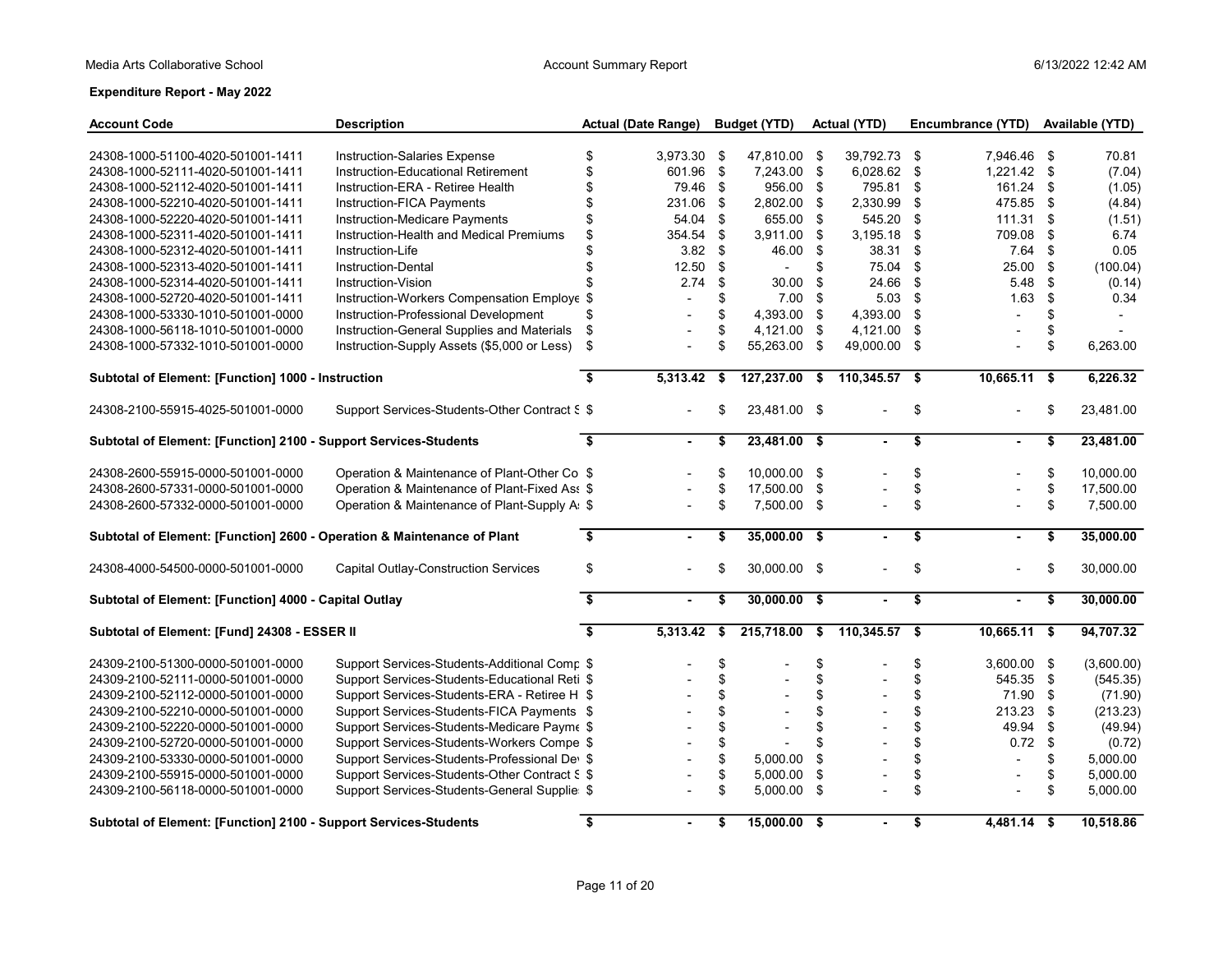Media Arts Collaborative School — Account Summary Report — 6/13/2022 12:42 AM

**Expenditure Report - May 2022**

| Account Code | Description | Actual (Date Range) | Budget (YTD) | Actual (YTD) | Encumbrance (YTD) | Available (YTD) |
|---|---|---|---|---|---|---|
| 24308-1000-51100-4020-501001-1411 | Instruction-Salaries Expense | $ 3,973.30 | $ 47,810.00 | $ 39,792.73 | $ 7,946.46 | $ 70.81 |
| 24308-1000-52111-4020-501001-1411 | Instruction-Educational Retirement | $ 601.96 | $ 7,243.00 | $ 6,028.62 | $ 1,221.42 | $ (7.04) |
| 24308-1000-52112-4020-501001-1411 | Instruction-ERA - Retiree Health | $ 79.46 | $ 956.00 | $ 795.81 | $ 161.24 | $ (1.05) |
| 24308-1000-52210-4020-501001-1411 | Instruction-FICA Payments | $ 231.06 | $ 2,802.00 | $ 2,330.99 | $ 475.85 | $ (4.84) |
| 24308-1000-52220-4020-501001-1411 | Instruction-Medicare Payments | $ 54.04 | $ 655.00 | $ 545.20 | $ 111.31 | $ (1.51) |
| 24308-1000-52311-4020-501001-1411 | Instruction-Health and Medical Premiums | $ 354.54 | $ 3,911.00 | $ 3,195.18 | $ 709.08 | $ 6.74 |
| 24308-1000-52312-4020-501001-1411 | Instruction-Life | $ 3.82 | $ 46.00 | $ 38.31 | $ 7.64 | $ 0.05 |
| 24308-1000-52313-4020-501001-1411 | Instruction-Dental | $ 12.50 | $ - | $ 75.04 | $ 25.00 | $ (100.04) |
| 24308-1000-52314-4020-501001-1411 | Instruction-Vision | $ 2.74 | $ 30.00 | $ 24.66 | $ 5.48 | $ (0.14) |
| 24308-1000-52720-4020-501001-1411 | Instruction-Workers Compensation Employe | $ - | $ 7.00 | $ 5.03 | $ 1.63 | $ 0.34 |
| 24308-1000-53330-1010-501001-0000 | Instruction-Professional Development | $ - | $ 4,393.00 | $ 4,393.00 | $ - | $ - |
| 24308-1000-56118-1010-501001-0000 | Instruction-General Supplies and Materials | $ - | $ 4,121.00 | $ 4,121.00 | $ - | $ - |
| 24308-1000-57332-1010-501001-0000 | Instruction-Supply Assets ($5,000 or Less) | $ - | $ 55,263.00 | $ 49,000.00 | $ - | $ 6,263.00 |
| **Subtotal of Element: [Function] 1000 - Instruction** | | **$ 5,313.42** | **$ 127,237.00** | **$ 110,345.57** | **$ 10,665.11** | **$ 6,226.32** |
| 24308-2100-55915-4025-501001-0000 | Support Services-Students-Other Contract S | $ - | $ 23,481.00 | $ - | $ - | $ 23,481.00 |
| **Subtotal of Element: [Function] 2100 - Support Services-Students** | | **$ -** | **$ 23,481.00** | **$ -** | **$ -** | **$ 23,481.00** |
| 24308-2600-55915-0000-501001-0000 | Operation & Maintenance of Plant-Other Co | $ - | $ 10,000.00 | $ - | $ - | $ 10,000.00 |
| 24308-2600-57331-0000-501001-0000 | Operation & Maintenance of Plant-Fixed Ass | $ - | $ 17,500.00 | $ - | $ - | $ 17,500.00 |
| 24308-2600-57332-0000-501001-0000 | Operation & Maintenance of Plant-Supply A | $ - | $ 7,500.00 | $ - | $ - | $ 7,500.00 |
| **Subtotal of Element: [Function] 2600 - Operation & Maintenance of Plant** | | **$ -** | **$ 35,000.00** | **$ -** | **$ -** | **$ 35,000.00** |
| 24308-4000-54500-0000-501001-0000 | Capital Outlay-Construction Services | $ - | $ 30,000.00 | $ - | $ - | $ 30,000.00 |
| **Subtotal of Element: [Function] 4000 - Capital Outlay** | | **$ -** | **$ 30,000.00** | **$ -** | **$ -** | **$ 30,000.00** |
| **Subtotal of Element: [Fund] 24308 - ESSER II** | | **$ 5,313.42** | **$ 215,718.00** | **$ 110,345.57** | **$ 10,665.11** | **$ 94,707.32** |
| 24309-2100-51300-0000-501001-0000 | Support Services-Students-Additional Comp | $ - | $ - | $ - | $ 3,600.00 | $ (3,600.00) |
| 24309-2100-52111-0000-501001-0000 | Support Services-Students-Educational Reti | $ - | $ - | $ - | $ 545.35 | $ (545.35) |
| 24309-2100-52112-0000-501001-0000 | Support Services-Students-ERA - Retiree H | $ - | $ - | $ - | $ 71.90 | $ (71.90) |
| 24309-2100-52210-0000-501001-0000 | Support Services-Students-FICA Payments | $ - | $ - | $ - | $ 213.23 | $ (213.23) |
| 24309-2100-52220-0000-501001-0000 | Support Services-Students-Medicare Payme | $ - | $ - | $ - | $ 49.94 | $ (49.94) |
| 24309-2100-52720-0000-501001-0000 | Support Services-Students-Workers Compe | $ - | $ - | $ - | $ 0.72 | $ (0.72) |
| 24309-2100-53330-0000-501001-0000 | Support Services-Students-Professional Dev | $ - | $ 5,000.00 | $ - | $ - | $ 5,000.00 |
| 24309-2100-55915-0000-501001-0000 | Support Services-Students-Other Contract S | $ - | $ 5,000.00 | $ - | $ - | $ 5,000.00 |
| 24309-2100-56118-0000-501001-0000 | Support Services-Students-General Supplie | $ - | $ 5,000.00 | $ - | $ - | $ 5,000.00 |
| **Subtotal of Element: [Function] 2100 - Support Services-Students** | | **$ -** | **$ 15,000.00** | **$ -** | **$ 4,481.14** | **$ 10,518.86** |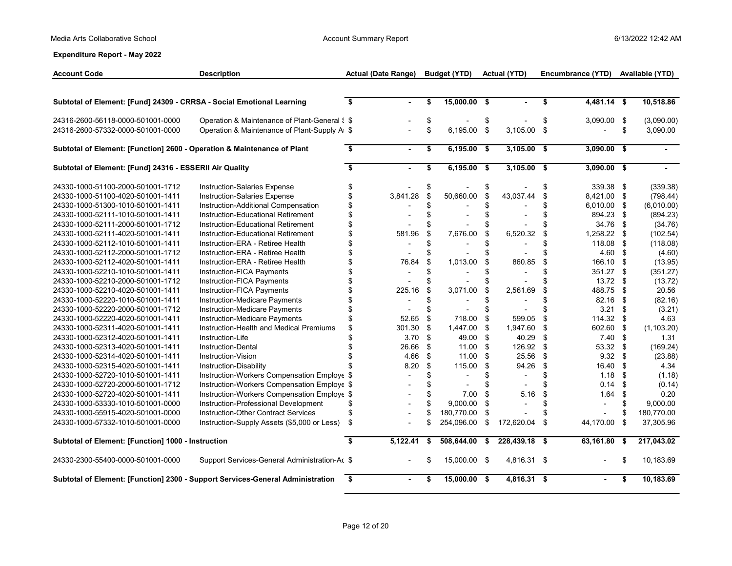Media Arts Collaborative School — Account Summary Report — 6/13/2022 12:42 AM

**Expenditure Report - May 2022**

| Account Code | Description | Actual (Date Range) | Budget (YTD) | Actual (YTD) | Encumbrance (YTD) | Available (YTD) |
|---|---|---|---|---|---|---|
| **Subtotal of Element: [Fund] 24309 - CRRSA - Social Emotional Learning** | | **$ -** | **$ 15,000.00** | **$ -** | **$ 4,481.14** | **$ 10,518.86** |
| 24316-2600-56118-0000-501001-0000 | Operation & Maintenance of Plant-General S | $ - | $ - | $ - | $ 3,090.00 | $ (3,090.00) |
| 24316-2600-57332-0000-501001-0000 | Operation & Maintenance of Plant-Supply As | $ - | $ 6,195.00 | $ 3,105.00 | $ - | $ 3,090.00 |
| **Subtotal of Element: [Function] 2600 - Operation & Maintenance of Plant** | | **$ -** | **$ 6,195.00** | **$ 3,105.00** | **$ 3,090.00** | **$ -** |
| **Subtotal of Element: [Fund] 24316 - ESSERII Air Quality** | | **$ -** | **$ 6,195.00** | **$ 3,105.00** | **$ 3,090.00** | **$ -** |
| 24330-1000-51100-2000-501001-1712 | Instruction-Salaries Expense | $ - | $ - | $ - | $ 339.38 | $ (339.38) |
| 24330-1000-51100-4020-501001-1411 | Instruction-Salaries Expense | $ 3,841.28 | $ 50,660.00 | $ 43,037.44 | $ 8,421.00 | $ (798.44) |
| 24330-1000-51300-1010-501001-1411 | Instruction-Additional Compensation | $ - | $ - | $ - | $ 6,010.00 | $ (6,010.00) |
| 24330-1000-52111-1010-501001-1411 | Instruction-Educational Retirement | $ - | $ - | $ - | $ 894.23 | $ (894.23) |
| 24330-1000-52111-2000-501001-1712 | Instruction-Educational Retirement | $ - | $ - | $ - | $ 34.76 | $ (34.76) |
| 24330-1000-52111-4020-501001-1411 | Instruction-Educational Retirement | $ 581.96 | $ 7,676.00 | $ 6,520.32 | $ 1,258.22 | $ (102.54) |
| 24330-1000-52112-1010-501001-1411 | Instruction-ERA - Retiree Health | $ - | $ - | $ - | $ 118.08 | $ (118.08) |
| 24330-1000-52112-2000-501001-1712 | Instruction-ERA - Retiree Health | $ - | $ - | $ - | $ 4.60 | $ (4.60) |
| 24330-1000-52112-4020-501001-1411 | Instruction-ERA - Retiree Health | $ 76.84 | $ 1,013.00 | $ 860.85 | $ 166.10 | $ (13.95) |
| 24330-1000-52210-1010-501001-1411 | Instruction-FICA Payments | $ - | $ - | $ - | $ 351.27 | $ (351.27) |
| 24330-1000-52210-2000-501001-1712 | Instruction-FICA Payments | $ - | $ - | $ - | $ 13.72 | $ (13.72) |
| 24330-1000-52210-4020-501001-1411 | Instruction-FICA Payments | $ 225.16 | $ 3,071.00 | $ 2,561.69 | $ 488.75 | $ 20.56 |
| 24330-1000-52220-1010-501001-1411 | Instruction-Medicare Payments | $ - | $ - | $ - | $ 82.16 | $ (82.16) |
| 24330-1000-52220-2000-501001-1712 | Instruction-Medicare Payments | $ - | $ - | $ - | $ 3.21 | $ (3.21) |
| 24330-1000-52220-4020-501001-1411 | Instruction-Medicare Payments | $ 52.65 | $ 718.00 | $ 599.05 | $ 114.32 | $ 4.63 |
| 24330-1000-52311-4020-501001-1411 | Instruction-Health and Medical Premiums | $ 301.30 | $ 1,447.00 | $ 1,947.60 | $ 602.60 | $ (1,103.20) |
| 24330-1000-52312-4020-501001-1411 | Instruction-Life | $ 3.70 | $ 49.00 | $ 40.29 | $ 7.40 | $ 1.31 |
| 24330-1000-52313-4020-501001-1411 | Instruction-Dental | $ 26.66 | $ 11.00 | $ 126.92 | $ 53.32 | $ (169.24) |
| 24330-1000-52314-4020-501001-1411 | Instruction-Vision | $ 4.66 | $ 11.00 | $ 25.56 | $ 9.32 | $ (23.88) |
| 24330-1000-52315-4020-501001-1411 | Instruction-Disability | $ 8.20 | $ 115.00 | $ 94.26 | $ 16.40 | $ 4.34 |
| 24330-1000-52720-1010-501001-1411 | Instruction-Workers Compensation Employe | $ - | $ - | $ - | $ 1.18 | $ (1.18) |
| 24330-1000-52720-2000-501001-1712 | Instruction-Workers Compensation Employe | $ - | $ - | $ - | $ 0.14 | $ (0.14) |
| 24330-1000-52720-4020-501001-1411 | Instruction-Workers Compensation Employe | $ - | $ 7.00 | $ 5.16 | $ 1.64 | $ 0.20 |
| 24330-1000-53330-1010-501001-0000 | Instruction-Professional Development | $ - | $ 9,000.00 | $ - | $ - | $ 9,000.00 |
| 24330-1000-55915-4020-501001-0000 | Instruction-Other Contract Services | $ - | $ 180,770.00 | $ - | $ - | $ 180,770.00 |
| 24330-1000-57332-1010-501001-0000 | Instruction-Supply Assets ($5,000 or Less) | $ - | $ 254,096.00 | $ 172,620.04 | $ 44,170.00 | $ 37,305.96 |
| **Subtotal of Element: [Function] 1000 - Instruction** | | **$ 5,122.41** | **$ 508,644.00** | **$ 228,439.18** | **$ 63,161.80** | **$ 217,043.02** |
| 24330-2300-55400-0000-501001-0000 | Support Services-General Administration-Ac | $ - | $ 15,000.00 | $ 4,816.31 | $ - | $ 10,183.69 |
| **Subtotal of Element: [Function] 2300 - Support Services-General Administration** | | **$ -** | **$ 15,000.00** | **$ 4,816.31** | **$ -** | **$ 10,183.69** |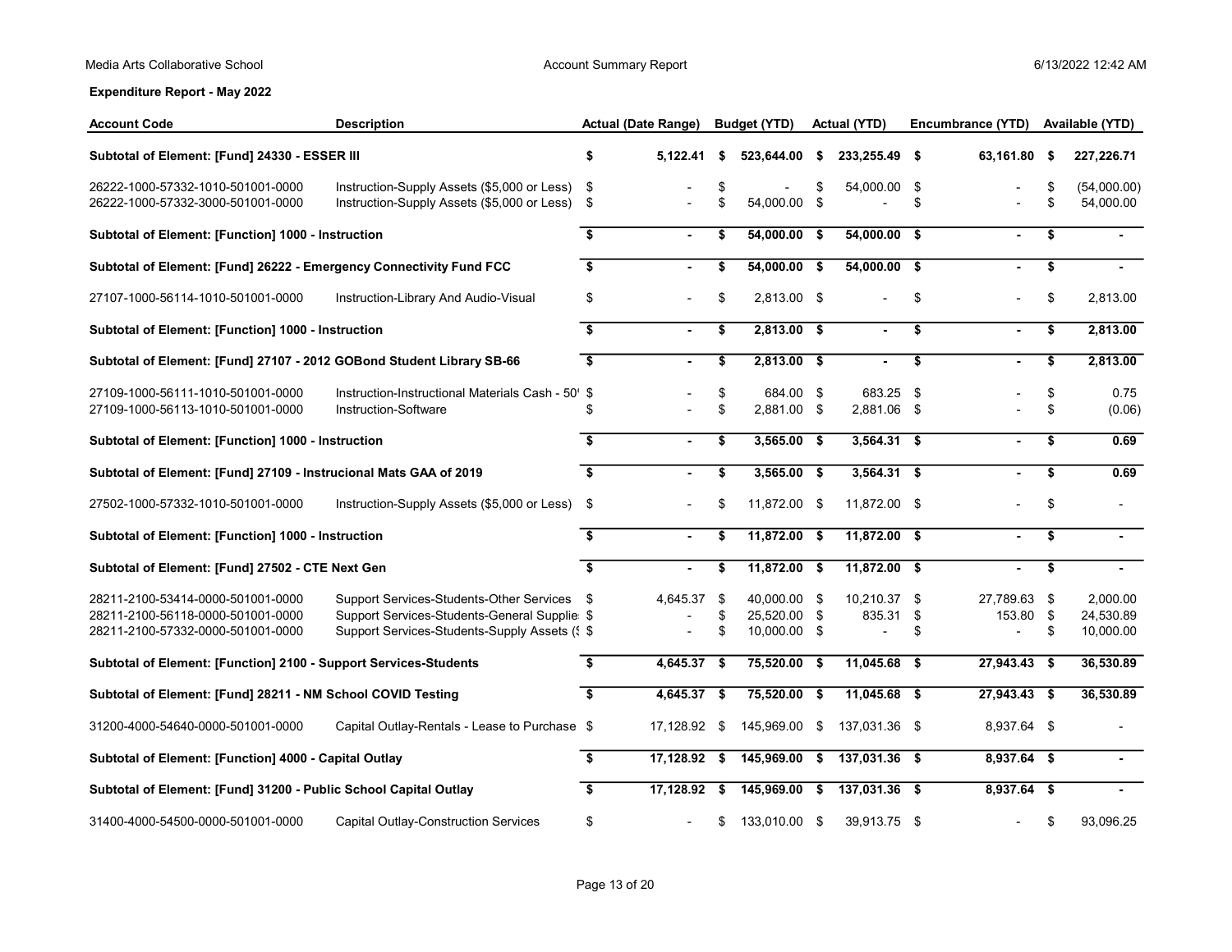**Expenditure Report - May 2022**

| Account Code | Description | Actual (Date Range) | Budget (YTD) | Actual (YTD) | Encumbrance (YTD) | Available (YTD) |
|---|---|---|---|---|---|---|
| **Subtotal of Element: [Fund] 24330 - ESSER III** | | **$ 5,122.41** | **$ 523,644.00** | **$ 233,255.49** | **$ 63,161.80** | **$ 227,226.71** |
| 26222-1000-57332-1010-501001-0000 | Instruction-Supply Assets ($5,000 or Less) | $ - | $ - | $ 54,000.00 | $ - | $ (54,000.00) |
| 26222-1000-57332-3000-501001-0000 | Instruction-Supply Assets ($5,000 or Less) | $ - | $ 54,000.00 | $ - | $ - | $ 54,000.00 |
| **Subtotal of Element: [Function] 1000 - Instruction** | | **$ -** | **$ 54,000.00** | **$ 54,000.00** | **$ -** | **$ -** |
| **Subtotal of Element: [Fund] 26222 - Emergency Connectivity Fund FCC** | | **$ -** | **$ 54,000.00** | **$ 54,000.00** | **$ -** | **$ -** |
| 27107-1000-56114-1010-501001-0000 | Instruction-Library And Audio-Visual | $ - | $ 2,813.00 | $ - | $ - | $ 2,813.00 |
| **Subtotal of Element: [Function] 1000 - Instruction** | | **$ -** | **$ 2,813.00** | **$ -** | **$ -** | **$ 2,813.00** |
| **Subtotal of Element: [Fund] 27107 - 2012 GOBond Student Library SB-66** | | **$ -** | **$ 2,813.00** | **$ -** | **$ -** | **$ 2,813.00** |
| 27109-1000-56111-1010-501001-0000 | Instruction-Instructional Materials Cash - 50' | $ - | $ 684.00 | $ 683.25 | $ - | $ 0.75 |
| 27109-1000-56113-1010-501001-0000 | Instruction-Software | $ - | $ 2,881.00 | $ 2,881.06 | $ - | $ (0.06) |
| **Subtotal of Element: [Function] 1000 - Instruction** | | **$ -** | **$ 3,565.00** | **$ 3,564.31** | **$ -** | **$ 0.69** |
| **Subtotal of Element: [Fund] 27109 - Instrucional Mats GAA of 2019** | | **$ -** | **$ 3,565.00** | **$ 3,564.31** | **$ -** | **$ 0.69** |
| 27502-1000-57332-1010-501001-0000 | Instruction-Supply Assets ($5,000 or Less) | $ - | $ 11,872.00 | $ 11,872.00 | $ - | $ - |
| **Subtotal of Element: [Function] 1000 - Instruction** | | **$ -** | **$ 11,872.00** | **$ 11,872.00** | **$ -** | **$ -** |
| **Subtotal of Element: [Fund] 27502 - CTE Next Gen** | | **$ -** | **$ 11,872.00** | **$ 11,872.00** | **$ -** | **$ -** |
| 28211-2100-53414-0000-501001-0000 | Support Services-Students-Other Services | $ 4,645.37 | $ 40,000.00 | $ 10,210.37 | $ 27,789.63 | $ 2,000.00 |
| 28211-2100-56118-0000-501001-0000 | Support Services-Students-General Supplie | $ - | $ 25,520.00 | $ 835.31 | $ 153.80 | $ 24,530.89 |
| 28211-2100-57332-0000-501001-0000 | Support Services-Students-Supply Assets (! | $ - | $ 10,000.00 | $ - | $ - | $ 10,000.00 |
| **Subtotal of Element: [Function] 2100 - Support Services-Students** | | **$ 4,645.37** | **$ 75,520.00** | **$ 11,045.68** | **$ 27,943.43** | **$ 36,530.89** |
| **Subtotal of Element: [Fund] 28211 - NM School COVID Testing** | | **$ 4,645.37** | **$ 75,520.00** | **$ 11,045.68** | **$ 27,943.43** | **$ 36,530.89** |
| 31200-4000-54640-0000-501001-0000 | Capital Outlay-Rentals - Lease to Purchase | $ 17,128.92 | $ 145,969.00 | $ 137,031.36 | $ 8,937.64 | $ - |
| **Subtotal of Element: [Function] 4000 - Capital Outlay** | | **$ 17,128.92** | **$ 145,969.00** | **$ 137,031.36** | **$ 8,937.64** | **$ -** |
| **Subtotal of Element: [Fund] 31200 - Public School Capital Outlay** | | **$ 17,128.92** | **$ 145,969.00** | **$ 137,031.36** | **$ 8,937.64** | **$ -** |
| 31400-4000-54500-0000-501001-0000 | Capital Outlay-Construction Services | $ - | $ 133,010.00 | $ 39,913.75 | $ - | $ 93,096.25 |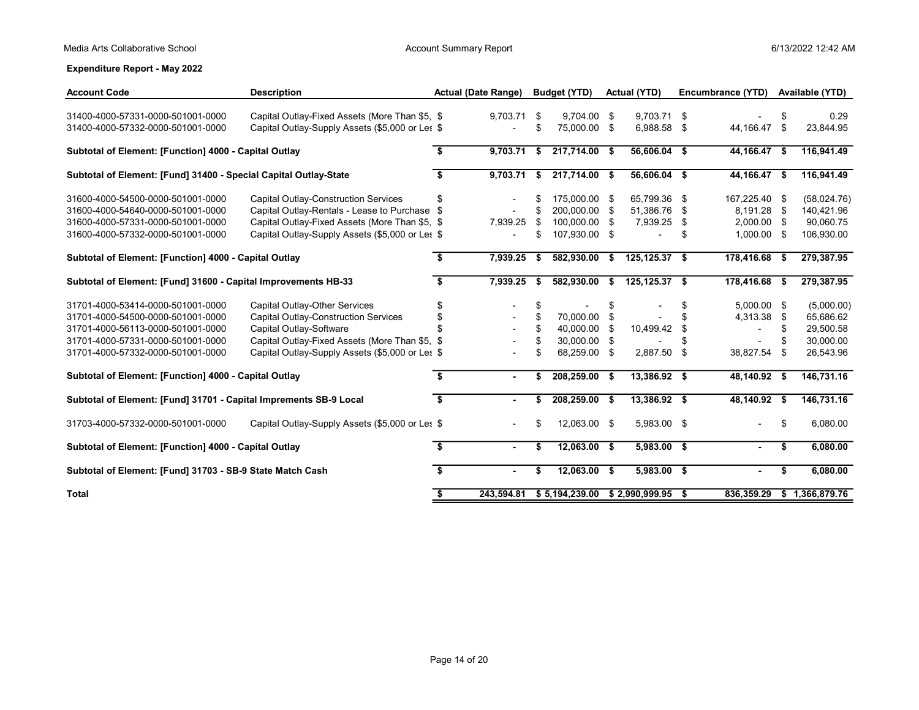**Expenditure Report - May 2022**

| Account Code | Description | Actual (Date Range) | Budget (YTD) | Actual (YTD) | Encumbrance (YTD) | Available (YTD) |
|---|---|---|---|---|---|---|
| 31400-4000-57331-0000-501001-0000 | Capital Outlay-Fixed Assets (More Than $5, | $ 9,703.71 | $ 9,704.00 | $ 9,703.71 | $ - | $ 0.29 |
| 31400-4000-57332-0000-501001-0000 | Capital Outlay-Supply Assets ($5,000 or Les | $ - | $ 75,000.00 | $ 6,988.58 | $ 44,166.47 | $ 23,844.95 |
| **Subtotal of Element: [Function] 4000 - Capital Outlay** | | **$ 9,703.71** | **$ 217,714.00** | **$ 56,606.04** | **$ 44,166.47** | **$ 116,941.49** |
| **Subtotal of Element: [Fund] 31400 - Special Capital Outlay-State** | | **$ 9,703.71** | **$ 217,714.00** | **$ 56,606.04** | **$ 44,166.47** | **$ 116,941.49** |
| 31600-4000-54500-0000-501001-0000 | Capital Outlay-Construction Services | $ - | $ 175,000.00 | $ 65,799.36 | $ 167,225.40 | $ (58,024.76) |
| 31600-4000-54640-0000-501001-0000 | Capital Outlay-Rentals - Lease to Purchase | $ - | $ 200,000.00 | $ 51,386.76 | $ 8,191.28 | $ 140,421.96 |
| 31600-4000-57331-0000-501001-0000 | Capital Outlay-Fixed Assets (More Than $5, | $ 7,939.25 | $ 100,000.00 | $ 7,939.25 | $ 2,000.00 | $ 90,060.75 |
| 31600-4000-57332-0000-501001-0000 | Capital Outlay-Supply Assets ($5,000 or Les | $ - | $ 107,930.00 | $ - | $ 1,000.00 | $ 106,930.00 |
| **Subtotal of Element: [Function] 4000 - Capital Outlay** | | **$ 7,939.25** | **$ 582,930.00** | **$ 125,125.37** | **$ 178,416.68** | **$ 279,387.95** |
| **Subtotal of Element: [Fund] 31600 - Capital Improvements HB-33** | | **$ 7,939.25** | **$ 582,930.00** | **$ 125,125.37** | **$ 178,416.68** | **$ 279,387.95** |
| 31701-4000-53414-0000-501001-0000 | Capital Outlay-Other Services | $ - | $ - | $ - | $ 5,000.00 | $ (5,000.00) |
| 31701-4000-54500-0000-501001-0000 | Capital Outlay-Construction Services | $ - | $ 70,000.00 | $ - | $ 4,313.38 | $ 65,686.62 |
| 31701-4000-56113-0000-501001-0000 | Capital Outlay-Software | $ - | $ 40,000.00 | $ 10,499.42 | $ - | $ 29,500.58 |
| 31701-4000-57331-0000-501001-0000 | Capital Outlay-Fixed Assets (More Than $5, | $ - | $ 30,000.00 | $ - | $ - | $ 30,000.00 |
| 31701-4000-57332-0000-501001-0000 | Capital Outlay-Supply Assets ($5,000 or Les | $ - | $ 68,259.00 | $ 2,887.50 | $ 38,827.54 | $ 26,543.96 |
| **Subtotal of Element: [Function] 4000 - Capital Outlay** | | **$ -** | **$ 208,259.00** | **$ 13,386.92** | **$ 48,140.92** | **$ 146,731.16** |
| **Subtotal of Element: [Fund] 31701 - Capital Impements SB-9 Local** | | **$ -** | **$ 208,259.00** | **$ 13,386.92** | **$ 48,140.92** | **$ 146,731.16** |
| 31703-4000-57332-0000-501001-0000 | Capital Outlay-Supply Assets ($5,000 or Les | $ - | $ 12,063.00 | $ 5,983.00 | $ - | $ 6,080.00 |
| **Subtotal of Element: [Function] 4000 - Capital Outlay** | | **$ -** | **$ 12,063.00** | **$ 5,983.00** | **$ -** | **$ 6,080.00** |
| **Subtotal of Element: [Fund] 31703 - SB-9 State Match Cash** | | **$ -** | **$ 12,063.00** | **$ 5,983.00** | **$ -** | **$ 6,080.00** |
| **Total** | | **$ 243,594.81** | **$ 5,194,239.00** | **$ 2,990,999.95** | **$ 836,359.29** | **$ 1,366,879.76** |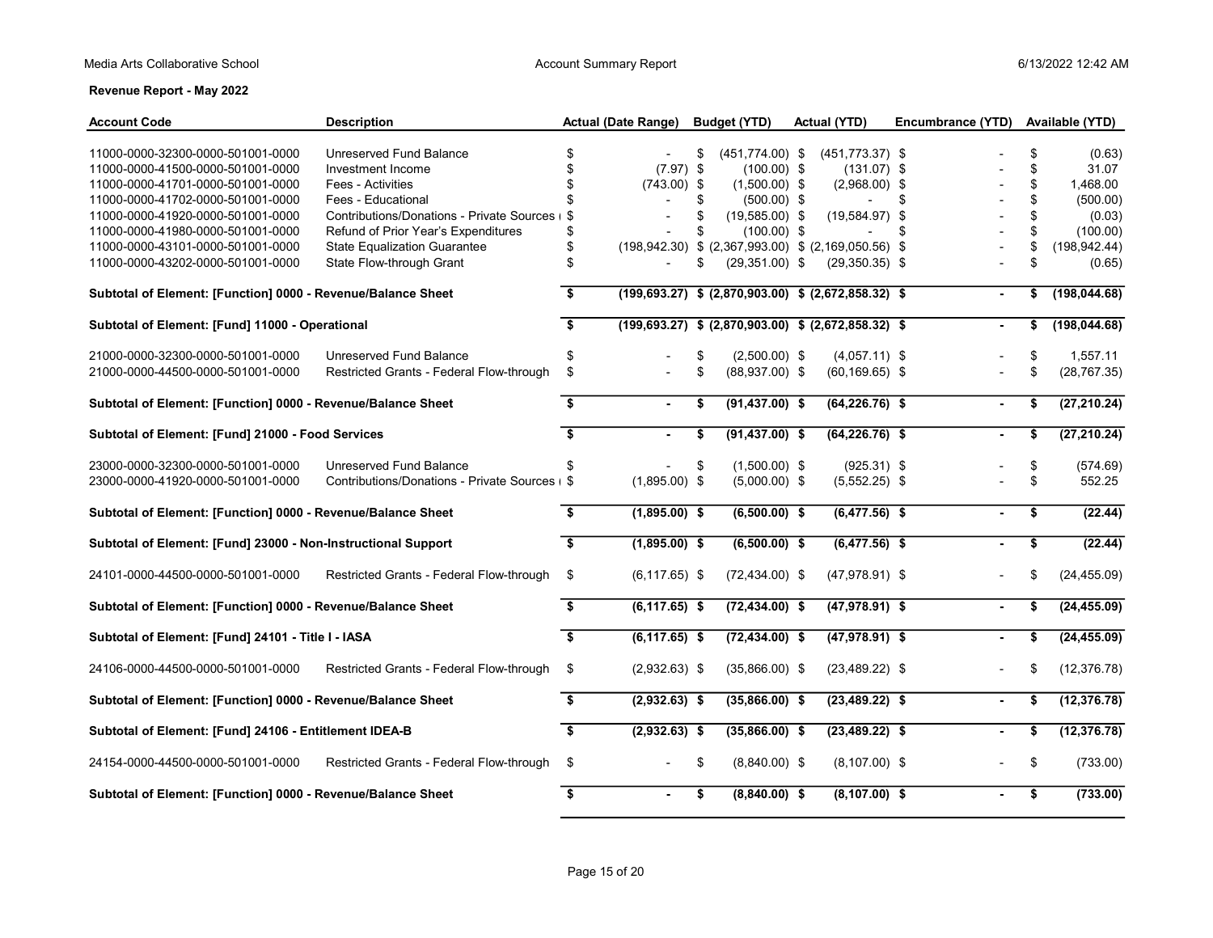Media Arts Collaborative School

Account Summary Report

6/13/2022 12:42 AM

**Revenue Report - May 2022**

| Account Code | Description | Actual (Date Range) | Budget (YTD) | Actual (YTD) | Encumbrance (YTD) | Available (YTD) |
|---|---|---|---|---|---|---|
| 11000-0000-32300-0000-501001-0000 | Unreserved Fund Balance | $ - | $ (451,774.00) | $ (451,773.37) | $ - | $ (0.63) |
| 11000-0000-41500-0000-501001-0000 | Investment Income | $ (7.97) | $ (100.00) | $ (131.07) | $ - | $ 31.07 |
| 11000-0000-41701-0000-501001-0000 | Fees - Activities | $ (743.00) | $ (1,500.00) | $ (2,968.00) | $ - | $ 1,468.00 |
| 11000-0000-41702-0000-501001-0000 | Fees - Educational | $ - | $ (500.00) | $ - | $ - | $ (500.00) |
| 11000-0000-41920-0000-501001-0000 | Contributions/Donations - Private Sources ( | $ - | $ (19,585.00) | $ (19,584.97) | $ - | $ (0.03) |
| 11000-0000-41980-0000-501001-0000 | Refund of Prior Year's Expenditures | $ - | $ (100.00) | $ - | $ - | $ (100.00) |
| 11000-0000-43101-0000-501001-0000 | State Equalization Guarantee | $ (198,942.30) | $ (2,367,993.00) | $ (2,169,050.56) | $ - | $ (198,942.44) |
| 11000-0000-43202-0000-501001-0000 | State Flow-through Grant | $ - | $ (29,351.00) | $ (29,350.35) | $ - | $ (0.65) |
| **Subtotal of Element: [Function] 0000 - Revenue/Balance Sheet** | | **$ (199,693.27)** | **$ (2,870,903.00)** | **$ (2,672,858.32)** | **$ -** | **$ (198,044.68)** |
| **Subtotal of Element: [Fund] 11000 - Operational** | | **$ (199,693.27)** | **$ (2,870,903.00)** | **$ (2,672,858.32)** | **$ -** | **$ (198,044.68)** |
| 21000-0000-32300-0000-501001-0000 | Unreserved Fund Balance | $ - | $ (2,500.00) | $ (4,057.11) | $ - | $ 1,557.11 |
| 21000-0000-44500-0000-501001-0000 | Restricted Grants - Federal Flow-through | $ - | $ (88,937.00) | $ (60,169.65) | $ - | $ (28,767.35) |
| **Subtotal of Element: [Function] 0000 - Revenue/Balance Sheet** | | **$ -** | **$ (91,437.00)** | **$ (64,226.76)** | **$ -** | **$ (27,210.24)** |
| **Subtotal of Element: [Fund] 21000 - Food Services** | | **$ -** | **$ (91,437.00)** | **$ (64,226.76)** | **$ -** | **$ (27,210.24)** |
| 23000-0000-32300-0000-501001-0000 | Unreserved Fund Balance | $ - | $ (1,500.00) | $ (925.31) | $ - | $ (574.69) |
| 23000-0000-41920-0000-501001-0000 | Contributions/Donations - Private Sources ( | $ (1,895.00) | $ (5,000.00) | $ (5,552.25) | $ - | $ 552.25 |
| **Subtotal of Element: [Function] 0000 - Revenue/Balance Sheet** | | **$ (1,895.00)** | **$ (6,500.00)** | **$ (6,477.56)** | **$ -** | **$ (22.44)** |
| **Subtotal of Element: [Fund] 23000 - Non-Instructional Support** | | **$ (1,895.00)** | **$ (6,500.00)** | **$ (6,477.56)** | **$ -** | **$ (22.44)** |
| 24101-0000-44500-0000-501001-0000 | Restricted Grants - Federal Flow-through | $ (6,117.65) | $ (72,434.00) | $ (47,978.91) | $ - | $ (24,455.09) |
| **Subtotal of Element: [Function] 0000 - Revenue/Balance Sheet** | | **$ (6,117.65)** | **$ (72,434.00)** | **$ (47,978.91)** | **$ -** | **$ (24,455.09)** |
| **Subtotal of Element: [Fund] 24101 - Title I - IASA** | | **$ (6,117.65)** | **$ (72,434.00)** | **$ (47,978.91)** | **$ -** | **$ (24,455.09)** |
| 24106-0000-44500-0000-501001-0000 | Restricted Grants - Federal Flow-through | $ (2,932.63) | $ (35,866.00) | $ (23,489.22) | $ - | $ (12,376.78) |
| **Subtotal of Element: [Function] 0000 - Revenue/Balance Sheet** | | **$ (2,932.63)** | **$ (35,866.00)** | **$ (23,489.22)** | **$ -** | **$ (12,376.78)** |
| **Subtotal of Element: [Fund] 24106 - Entitlement IDEA-B** | | **$ (2,932.63)** | **$ (35,866.00)** | **$ (23,489.22)** | **$ -** | **$ (12,376.78)** |
| 24154-0000-44500-0000-501001-0000 | Restricted Grants - Federal Flow-through | $ - | $ (8,840.00) | $ (8,107.00) | $ - | $ (733.00) |
| **Subtotal of Element: [Function] 0000 - Revenue/Balance Sheet** | | **$ -** | **$ (8,840.00)** | **$ (8,107.00)** | **$ -** | **$ (733.00)** |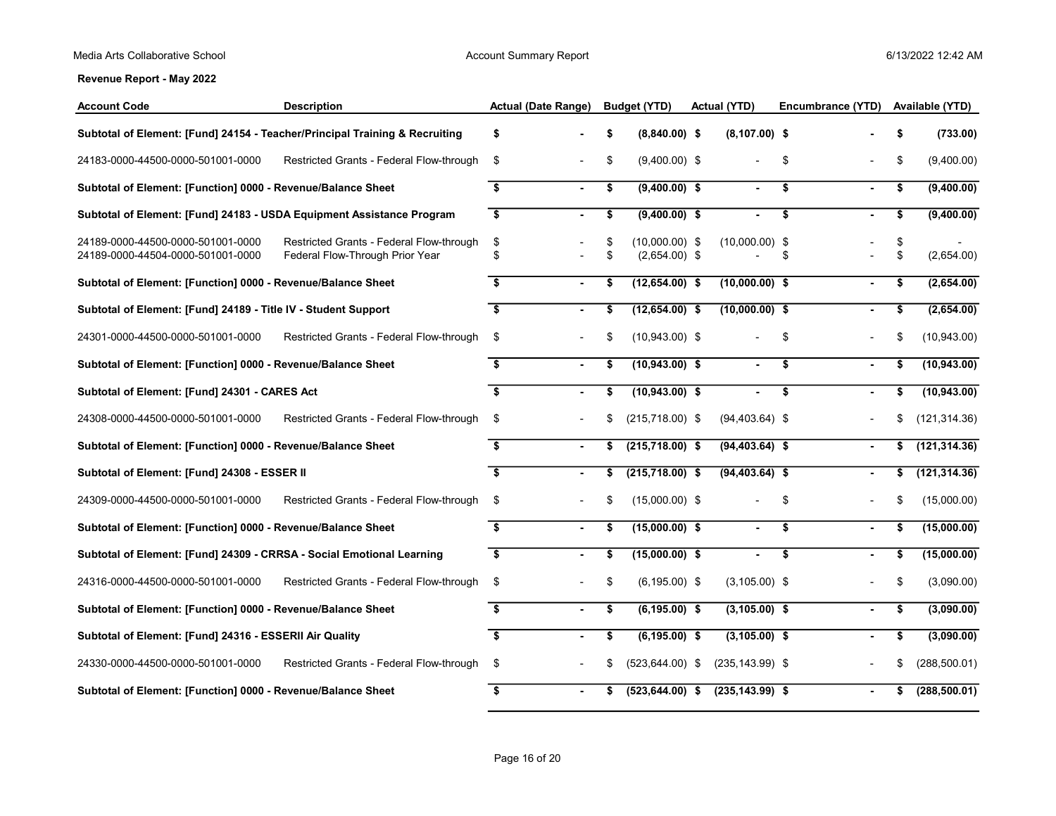**Revenue Report - May 2022**

| Account Code | Description | Actual (Date Range) | Budget (YTD) | Actual (YTD) | Encumbrance (YTD) | Available (YTD) |
|---|---|---|---|---|---|---|
| **Subtotal of Element: [Fund] 24154 - Teacher/Principal Training & Recruiting** | | **$ -** | **$ (8,840.00)** | **$ (8,107.00)** | **$ -** | **$ (733.00)** |
| 24183-0000-44500-0000-501001-0000 | Restricted Grants - Federal Flow-through | $ - | $ (9,400.00) | $ - | $ - | $ (9,400.00) |
| **Subtotal of Element: [Function] 0000 - Revenue/Balance Sheet** | | **$ -** | **$ (9,400.00)** | **$ -** | **$ -** | **$ (9,400.00)** |
| **Subtotal of Element: [Fund] 24183 - USDA Equipment Assistance Program** | | **$ -** | **$ (9,400.00)** | **$ -** | **$ -** | **$ (9,400.00)** |
| 24189-0000-44500-0000-501001-0000 | Restricted Grants - Federal Flow-through | $ - | $ (10,000.00) | $ (10,000.00) | $ - | $ - |
| 24189-0000-44504-0000-501001-0000 | Federal Flow-Through Prior Year | $ - | $ (2,654.00) | $ - | $ - | $ (2,654.00) |
| **Subtotal of Element: [Function] 0000 - Revenue/Balance Sheet** | | **$ -** | **$ (12,654.00)** | **$ (10,000.00)** | **$ -** | **$ (2,654.00)** |
| **Subtotal of Element: [Fund] 24189 - Title IV - Student Support** | | **$ -** | **$ (12,654.00)** | **$ (10,000.00)** | **$ -** | **$ (2,654.00)** |
| 24301-0000-44500-0000-501001-0000 | Restricted Grants - Federal Flow-through | $ - | $ (10,943.00) | $ - | $ - | $ (10,943.00) |
| **Subtotal of Element: [Function] 0000 - Revenue/Balance Sheet** | | **$ -** | **$ (10,943.00)** | **$ -** | **$ -** | **$ (10,943.00)** |
| **Subtotal of Element: [Fund] 24301 - CARES Act** | | **$ -** | **$ (10,943.00)** | **$ -** | **$ -** | **$ (10,943.00)** |
| 24308-0000-44500-0000-501001-0000 | Restricted Grants - Federal Flow-through | $ - | $ (215,718.00) | $ (94,403.64) | $ - | $ (121,314.36) |
| **Subtotal of Element: [Function] 0000 - Revenue/Balance Sheet** | | **$ -** | **$ (215,718.00)** | **$ (94,403.64)** | **$ -** | **$ (121,314.36)** |
| **Subtotal of Element: [Fund] 24308 - ESSER II** | | **$ -** | **$ (215,718.00)** | **$ (94,403.64)** | **$ -** | **$ (121,314.36)** |
| 24309-0000-44500-0000-501001-0000 | Restricted Grants - Federal Flow-through | $ - | $ (15,000.00) | $ - | $ - | $ (15,000.00) |
| **Subtotal of Element: [Function] 0000 - Revenue/Balance Sheet** | | **$ -** | **$ (15,000.00)** | **$ -** | **$ -** | **$ (15,000.00)** |
| **Subtotal of Element: [Fund] 24309 - CRRSA - Social Emotional Learning** | | **$ -** | **$ (15,000.00)** | **$ -** | **$ -** | **$ (15,000.00)** |
| 24316-0000-44500-0000-501001-0000 | Restricted Grants - Federal Flow-through | $ - | $ (6,195.00) | $ (3,105.00) | $ - | $ (3,090.00) |
| **Subtotal of Element: [Function] 0000 - Revenue/Balance Sheet** | | **$ -** | **$ (6,195.00)** | **$ (3,105.00)** | **$ -** | **$ (3,090.00)** |
| **Subtotal of Element: [Fund] 24316 - ESSERII Air Quality** | | **$ -** | **$ (6,195.00)** | **$ (3,105.00)** | **$ -** | **$ (3,090.00)** |
| 24330-0000-44500-0000-501001-0000 | Restricted Grants - Federal Flow-through | $ - | $ (523,644.00) | $ (235,143.99) | $ - | $ (288,500.01) |
| **Subtotal of Element: [Function] 0000 - Revenue/Balance Sheet** | | **$ -** | **$ (523,644.00)** | **$ (235,143.99)** | **$ -** | **$ (288,500.01)** |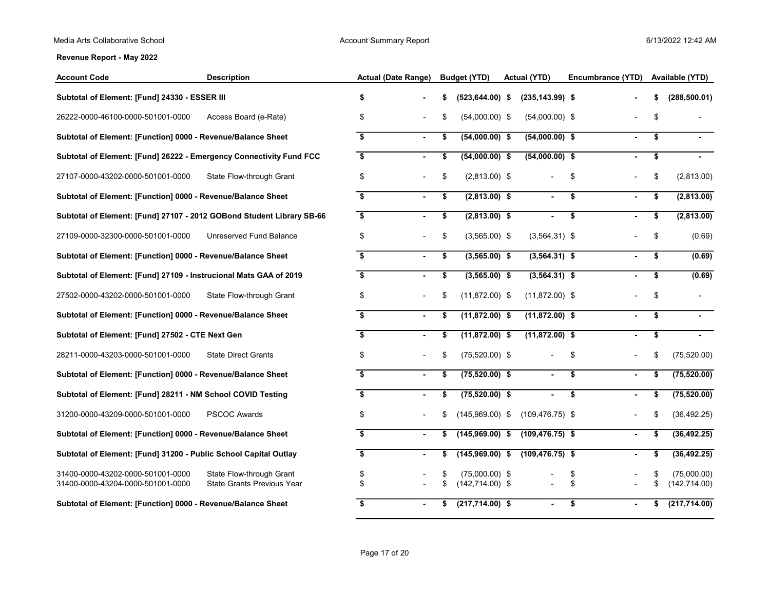**Revenue Report - May 2022**

| Account Code | Description | Actual (Date Range) | Budget (YTD) | Actual (YTD) | Encumbrance (YTD) | Available (YTD) |
|---|---|---|---|---|---|---|
| **Subtotal of Element: [Fund] 24330 - ESSER III** | | **$ -** | **$ (523,644.00)** | **$ (235,143.99)** | **$ -** | **$ (288,500.01)** |
| 26222-0000-46100-0000-501001-0000 | Access Board (e-Rate) | $ - | $ (54,000.00) | $ (54,000.00) | $ - | $ - |
| **Subtotal of Element: [Function] 0000 - Revenue/Balance Sheet** | | **$ -** | **$ (54,000.00)** | **$ (54,000.00)** | **$ -** | **$ -** |
| **Subtotal of Element: [Fund] 26222 - Emergency Connectivity Fund FCC** | | **$ -** | **$ (54,000.00)** | **$ (54,000.00)** | **$ -** | **$ -** |
| 27107-0000-43202-0000-501001-0000 | State Flow-through Grant | $ - | $ (2,813.00) | $ - | $ - | $ (2,813.00) |
| **Subtotal of Element: [Function] 0000 - Revenue/Balance Sheet** | | **$ -** | **$ (2,813.00)** | **$ -** | **$ -** | **$ (2,813.00)** |
| **Subtotal of Element: [Fund] 27107 - 2012 GOBond Student Library SB-66** | | **$ -** | **$ (2,813.00)** | **$ -** | **$ -** | **$ (2,813.00)** |
| 27109-0000-32300-0000-501001-0000 | Unreserved Fund Balance | $ - | $ (3,565.00) | $ (3,564.31) | $ - | $ (0.69) |
| **Subtotal of Element: [Function] 0000 - Revenue/Balance Sheet** | | **$ -** | **$ (3,565.00)** | **$ (3,564.31)** | **$ -** | **$ (0.69)** |
| **Subtotal of Element: [Fund] 27109 - Instrucional Mats GAA of 2019** | | **$ -** | **$ (3,565.00)** | **$ (3,564.31)** | **$ -** | **$ (0.69)** |
| 27502-0000-43202-0000-501001-0000 | State Flow-through Grant | $ - | $ (11,872.00) | $ (11,872.00) | $ - | $ - |
| **Subtotal of Element: [Function] 0000 - Revenue/Balance Sheet** | | **$ -** | **$ (11,872.00)** | **$ (11,872.00)** | **$ -** | **$ -** |
| **Subtotal of Element: [Fund] 27502 - CTE Next Gen** | | **$ -** | **$ (11,872.00)** | **$ (11,872.00)** | **$ -** | **$ -** |
| 28211-0000-43203-0000-501001-0000 | State Direct Grants | $ - | $ (75,520.00) | $ - | $ - | $ (75,520.00) |
| **Subtotal of Element: [Function] 0000 - Revenue/Balance Sheet** | | **$ -** | **$ (75,520.00)** | **$ -** | **$ -** | **$ (75,520.00)** |
| **Subtotal of Element: [Fund] 28211 - NM School COVID Testing** | | **$ -** | **$ (75,520.00)** | **$ -** | **$ -** | **$ (75,520.00)** |
| 31200-0000-43209-0000-501001-0000 | PSCOC Awards | $ - | $ (145,969.00) | $ (109,476.75) | $ - | $ (36,492.25) |
| **Subtotal of Element: [Function] 0000 - Revenue/Balance Sheet** | | **$ -** | **$ (145,969.00)** | **$ (109,476.75)** | **$ -** | **$ (36,492.25)** |
| **Subtotal of Element: [Fund] 31200 - Public School Capital Outlay** | | **$ -** | **$ (145,969.00)** | **$ (109,476.75)** | **$ -** | **$ (36,492.25)** |
| 31400-0000-43202-0000-501001-0000 | State Flow-through Grant | $ - | $ (75,000.00) | $ - | $ - | $ (75,000.00) |
| 31400-0000-43204-0000-501001-0000 | State Grants Previous Year | $ - | $ (142,714.00) | $ - | $ - | $ (142,714.00) |
| **Subtotal of Element: [Function] 0000 - Revenue/Balance Sheet** | | **$ -** | **$ (217,714.00)** | **$ -** | **$ -** | **$ (217,714.00)** |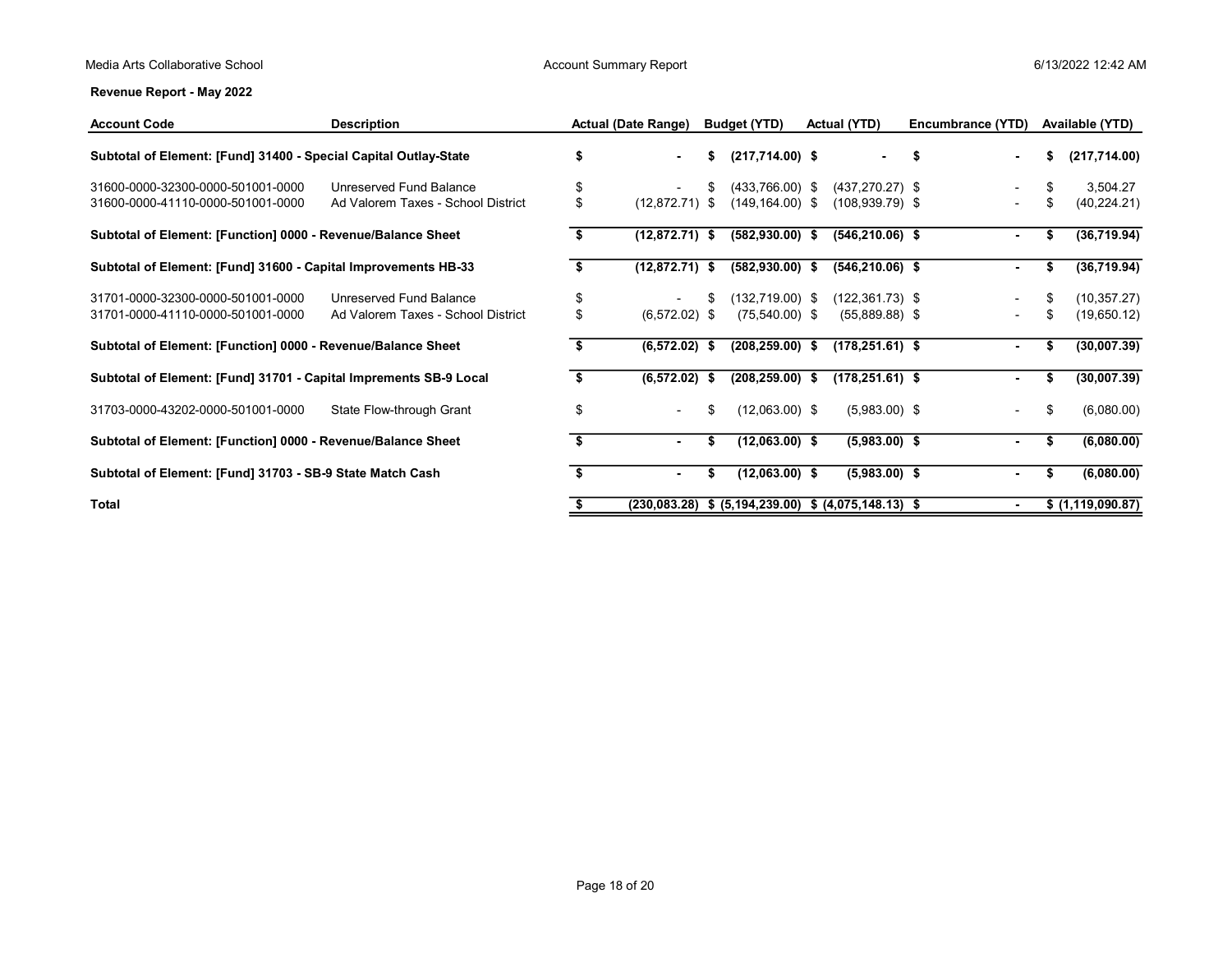**Revenue Report - May 2022**

| Account Code | Description | Actual (Date Range) | Budget (YTD) | Actual (YTD) | Encumbrance (YTD) | Available (YTD) |
|---|---|---|---|---|---|---|
| **Subtotal of Element: [Fund] 31400 - Special Capital Outlay-State** | | **$ -** | **$ (217,714.00)** | **$ -** | **$ -** | **$ (217,714.00)** |
| 31600-0000-32300-0000-501001-0000 | Unreserved Fund Balance | $ - | $ (433,766.00) | $ (437,270.27) | $ - | $ 3,504.27 |
| 31600-0000-41110-0000-501001-0000 | Ad Valorem Taxes - School District | $ (12,872.71) | $ (149,164.00) | $ (108,939.79) | $ - | $ (40,224.21) |
| **Subtotal of Element: [Function] 0000 - Revenue/Balance Sheet** | | **$ (12,872.71)** | **$ (582,930.00)** | **$ (546,210.06)** | **$ -** | **$ (36,719.94)** |
| **Subtotal of Element: [Fund] 31600 - Capital Improvements HB-33** | | **$ (12,872.71)** | **$ (582,930.00)** | **$ (546,210.06)** | **$ -** | **$ (36,719.94)** |
| 31701-0000-32300-0000-501001-0000 | Unreserved Fund Balance | $ - | $ (132,719.00) | $ (122,361.73) | $ - | $ (10,357.27) |
| 31701-0000-41110-0000-501001-0000 | Ad Valorem Taxes - School District | $ (6,572.02) | $ (75,540.00) | $ (55,889.88) | $ - | $ (19,650.12) |
| **Subtotal of Element: [Function] 0000 - Revenue/Balance Sheet** | | **$ (6,572.02)** | **$ (208,259.00)** | **$ (178,251.61)** | **$ -** | **$ (30,007.39)** |
| **Subtotal of Element: [Fund] 31701 - Capital Imprements SB-9 Local** | | **$ (6,572.02)** | **$ (208,259.00)** | **$ (178,251.61)** | **$ -** | **$ (30,007.39)** |
| 31703-0000-43202-0000-501001-0000 | State Flow-through Grant | $ - | $ (12,063.00) | $ (5,983.00) | $ - | $ (6,080.00) |
| **Subtotal of Element: [Function] 0000 - Revenue/Balance Sheet** | | **$ -** | **$ (12,063.00)** | **$ (5,983.00)** | **$ -** | **$ (6,080.00)** |
| **Subtotal of Element: [Fund] 31703 - SB-9 State Match Cash** | | **$ -** | **$ (12,063.00)** | **$ (5,983.00)** | **$ -** | **$ (6,080.00)** |
| **Total** | | **$ (230,083.28)** | **$ (5,194,239.00)** | **$ (4,075,148.13)** | **$ -** | **$ (1,119,090.87)** |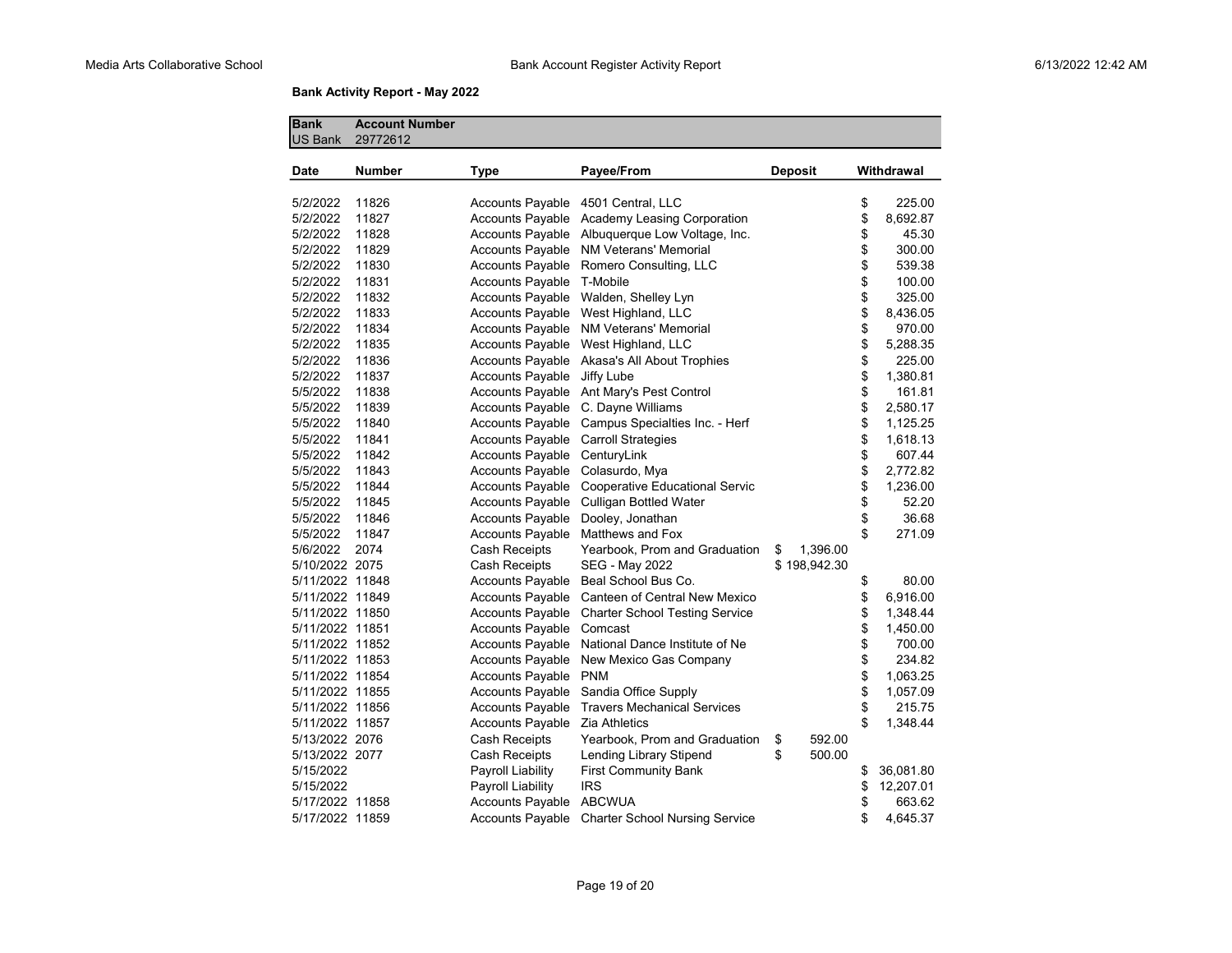**Bank Activity Report - May 2022**

| Bank | Account Number | | | | |
|---|---|---|---|---|---|
| US Bank | 29772612 | | | | |
| **Date** | **Number** | **Type** | **Payee/From** | **Deposit** | **Withdrawal** |
| 5/2/2022 | 11826 | Accounts Payable | 4501 Central, LLC | | $ 225.00 |
| 5/2/2022 | 11827 | Accounts Payable | Academy Leasing Corporation | | $ 8,692.87 |
| 5/2/2022 | 11828 | Accounts Payable | Albuquerque Low Voltage, Inc. | | $ 45.30 |
| 5/2/2022 | 11829 | Accounts Payable | NM Veterans' Memorial | | $ 300.00 |
| 5/2/2022 | 11830 | Accounts Payable | Romero Consulting, LLC | | $ 539.38 |
| 5/2/2022 | 11831 | Accounts Payable | T-Mobile | | $ 100.00 |
| 5/2/2022 | 11832 | Accounts Payable | Walden, Shelley Lyn | | $ 325.00 |
| 5/2/2022 | 11833 | Accounts Payable | West Highland, LLC | | $ 8,436.05 |
| 5/2/2022 | 11834 | Accounts Payable | NM Veterans' Memorial | | $ 970.00 |
| 5/2/2022 | 11835 | Accounts Payable | West Highland, LLC | | $ 5,288.35 |
| 5/2/2022 | 11836 | Accounts Payable | Akasa's All About Trophies | | $ 225.00 |
| 5/2/2022 | 11837 | Accounts Payable | Jiffy Lube | | $ 1,380.81 |
| 5/5/2022 | 11838 | Accounts Payable | Ant Mary's Pest Control | | $ 161.81 |
| 5/5/2022 | 11839 | Accounts Payable | C. Dayne Williams | | $ 2,580.17 |
| 5/5/2022 | 11840 | Accounts Payable | Campus Specialties Inc. - Herf | | $ 1,125.25 |
| 5/5/2022 | 11841 | Accounts Payable | Carroll Strategies | | $ 1,618.13 |
| 5/5/2022 | 11842 | Accounts Payable | CenturyLink | | $ 607.44 |
| 5/5/2022 | 11843 | Accounts Payable | Colasurdo, Mya | | $ 2,772.82 |
| 5/5/2022 | 11844 | Accounts Payable | Cooperative Educational Servic | | $ 1,236.00 |
| 5/5/2022 | 11845 | Accounts Payable | Culligan Bottled Water | | $ 52.20 |
| 5/5/2022 | 11846 | Accounts Payable | Dooley, Jonathan | | $ 36.68 |
| 5/5/2022 | 11847 | Accounts Payable | Matthews and Fox | | $ 271.09 |
| 5/6/2022 | 2074 | Cash Receipts | Yearbook, Prom and Graduation | $ 1,396.00 | |
| 5/10/2022 | 2075 | Cash Receipts | SEG - May 2022 | $ 198,942.30 | |
| 5/11/2022 | 11848 | Accounts Payable | Beal School Bus Co. | | $ 80.00 |
| 5/11/2022 | 11849 | Accounts Payable | Canteen of Central New Mexico | | $ 6,916.00 |
| 5/11/2022 | 11850 | Accounts Payable | Charter School Testing Service | | $ 1,348.44 |
| 5/11/2022 | 11851 | Accounts Payable | Comcast | | $ 1,450.00 |
| 5/11/2022 | 11852 | Accounts Payable | National Dance Institute of Ne | | $ 700.00 |
| 5/11/2022 | 11853 | Accounts Payable | New Mexico Gas Company | | $ 234.82 |
| 5/11/2022 | 11854 | Accounts Payable | PNM | | $ 1,063.25 |
| 5/11/2022 | 11855 | Accounts Payable | Sandia Office Supply | | $ 1,057.09 |
| 5/11/2022 | 11856 | Accounts Payable | Travers Mechanical Services | | $ 215.75 |
| 5/11/2022 | 11857 | Accounts Payable | Zia Athletics | | $ 1,348.44 |
| 5/13/2022 | 2076 | Cash Receipts | Yearbook, Prom and Graduation | $ 592.00 | |
| 5/13/2022 | 2077 | Cash Receipts | Lending Library Stipend | $ 500.00 | |
| 5/15/2022 | | Payroll Liability | First Community Bank | | $ 36,081.80 |
| 5/15/2022 | | Payroll Liability | IRS | | $ 12,207.01 |
| 5/17/2022 | 11858 | Accounts Payable | ABCWUA | | $ 663.62 |
| 5/17/2022 | 11859 | Accounts Payable | Charter School Nursing Service | | $ 4,645.37 |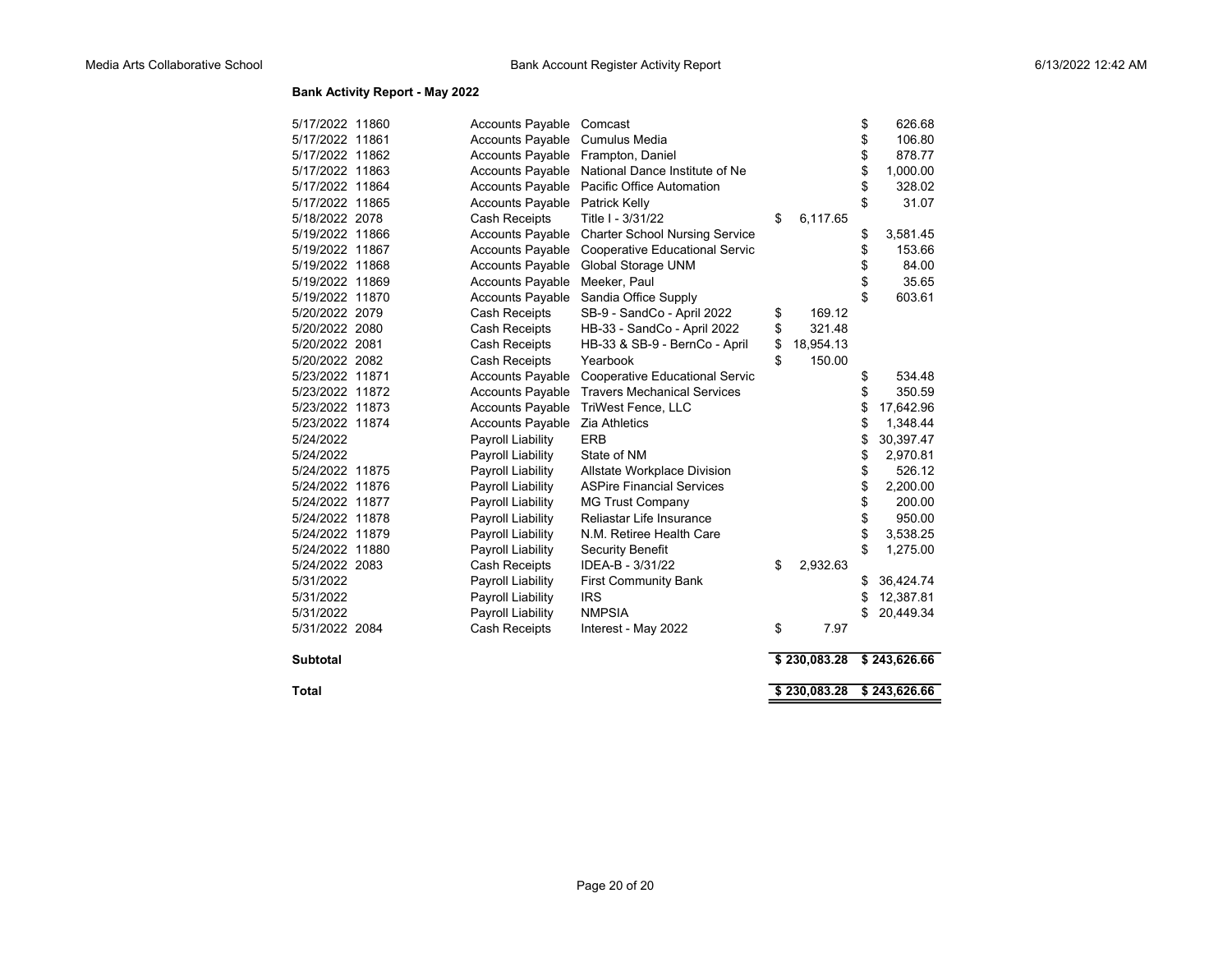**Bank Activity Report - May 2022**

| | | | | | |
|---|---|---|---|---|---|
| 5/17/2022 | 11860 | Accounts Payable | Comcast | | $ 626.68 |
| 5/17/2022 | 11861 | Accounts Payable | Cumulus Media | | $ 106.80 |
| 5/17/2022 | 11862 | Accounts Payable | Frampton, Daniel | | $ 878.77 |
| 5/17/2022 | 11863 | Accounts Payable | National Dance Institute of Ne | | $ 1,000.00 |
| 5/17/2022 | 11864 | Accounts Payable | Pacific Office Automation | | $ 328.02 |
| 5/17/2022 | 11865 | Accounts Payable | Patrick Kelly | | $ 31.07 |
| 5/18/2022 | 2078 | Cash Receipts | Title I - 3/31/22 | $ 6,117.65 | |
| 5/19/2022 | 11866 | Accounts Payable | Charter School Nursing Service | | $ 3,581.45 |
| 5/19/2022 | 11867 | Accounts Payable | Cooperative Educational Servic | | $ 153.66 |
| 5/19/2022 | 11868 | Accounts Payable | Global Storage UNM | | $ 84.00 |
| 5/19/2022 | 11869 | Accounts Payable | Meeker, Paul | | $ 35.65 |
| 5/19/2022 | 11870 | Accounts Payable | Sandia Office Supply | | $ 603.61 |
| 5/20/2022 | 2079 | Cash Receipts | SB-9 - SandCo - April 2022 | $ 169.12 | |
| 5/20/2022 | 2080 | Cash Receipts | HB-33 - SandCo - April 2022 | $ 321.48 | |
| 5/20/2022 | 2081 | Cash Receipts | HB-33 & SB-9 - BernCo - April | $ 18,954.13 | |
| 5/20/2022 | 2082 | Cash Receipts | Yearbook | $ 150.00 | |
| 5/23/2022 | 11871 | Accounts Payable | Cooperative Educational Servic | | $ 534.48 |
| 5/23/2022 | 11872 | Accounts Payable | Travers Mechanical Services | | $ 350.59 |
| 5/23/2022 | 11873 | Accounts Payable | TriWest Fence, LLC | | $ 17,642.96 |
| 5/23/2022 | 11874 | Accounts Payable | Zia Athletics | | $ 1,348.44 |
| 5/24/2022 | | Payroll Liability | ERB | | $ 30,397.47 |
| 5/24/2022 | | Payroll Liability | State of NM | | $ 2,970.81 |
| 5/24/2022 | 11875 | Payroll Liability | Allstate Workplace Division | | $ 526.12 |
| 5/24/2022 | 11876 | Payroll Liability | ASPire Financial Services | | $ 2,200.00 |
| 5/24/2022 | 11877 | Payroll Liability | MG Trust Company | | $ 200.00 |
| 5/24/2022 | 11878 | Payroll Liability | Reliastar Life Insurance | | $ 950.00 |
| 5/24/2022 | 11879 | Payroll Liability | N.M. Retiree Health Care | | $ 3,538.25 |
| 5/24/2022 | 11880 | Payroll Liability | Security Benefit | | $ 1,275.00 |
| 5/24/2022 | 2083 | Cash Receipts | IDEA-B - 3/31/22 | $ 2,932.63 | |
| 5/31/2022 | | Payroll Liability | First Community Bank | | $ 36,424.74 |
| 5/31/2022 | | Payroll Liability | IRS | | $ 12,387.81 |
| 5/31/2022 | | Payroll Liability | NMPSIA | | $ 20,449.34 |
| 5/31/2022 | 2084 | Cash Receipts | Interest - May 2022 | $ 7.97 | |
| **Subtotal** | | | | **$ 230,083.28** | **$ 243,626.66** |
| **Total** | | | | **$ 230,083.28** | **$ 243,626.66** |